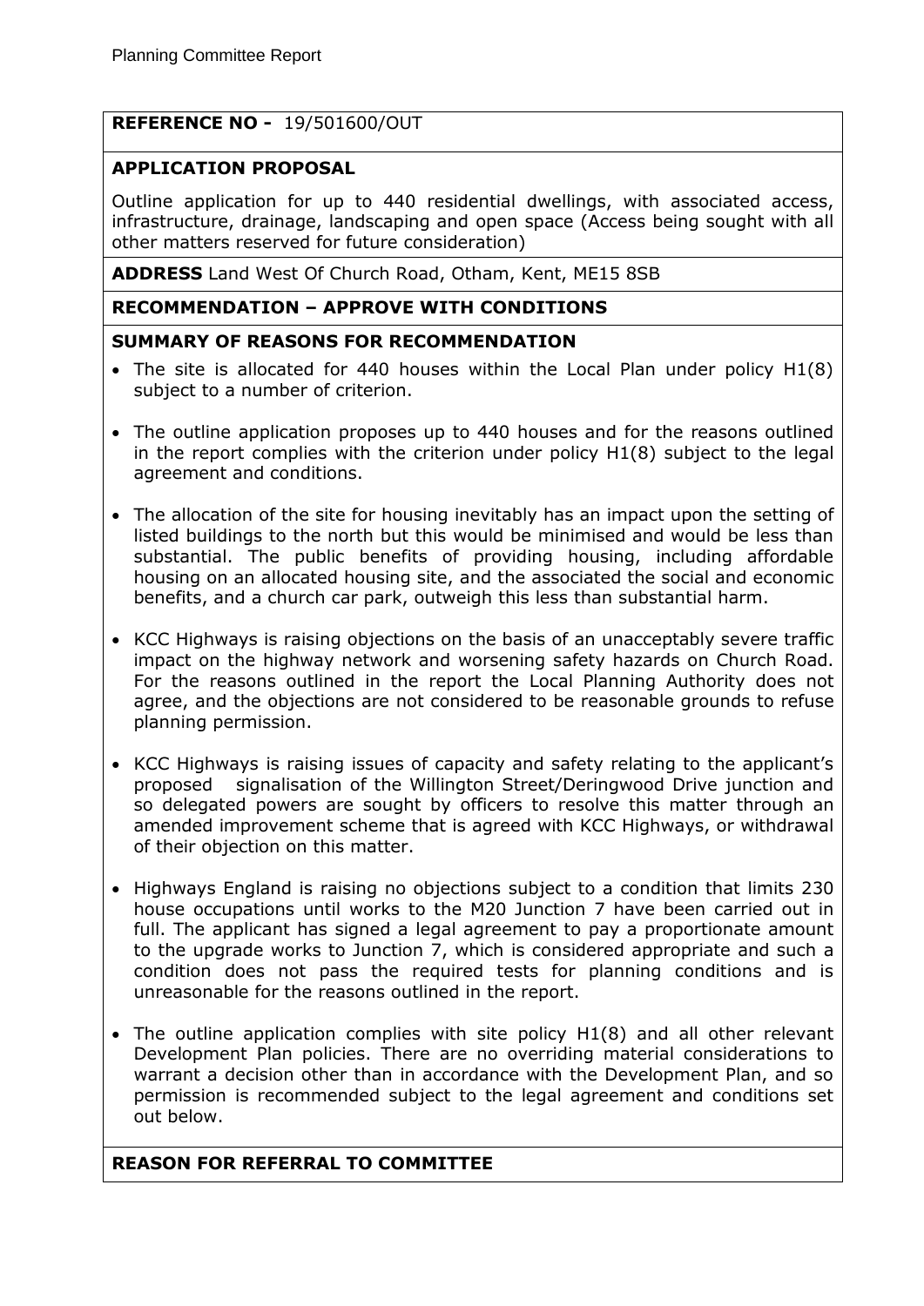**REFERENCE NO -** 19/501600/OUT

**APPLICATION PROPOSAL**

Outline application for up to 440 residential dwellings, with associated access, infrastructure, drainage, landscaping and open space (Access being sought with all other matters reserved for future consideration)

**ADDRESS** Land West Of Church Road, Otham, Kent, ME15 8SB

**RECOMMENDATION – APPROVE WITH CONDITIONS**

**SUMMARY OF REASONS FOR RECOMMENDATION**

- The site is allocated for 440 houses within the Local Plan under policy H1(8) subject to a number of criterion.
- The outline application proposes up to 440 houses and for the reasons outlined in the report complies with the criterion under policy H1(8) subject to the legal agreement and conditions.
- The allocation of the site for housing inevitably has an impact upon the setting of listed buildings to the north but this would be minimised and would be less than substantial. The public benefits of providing housing, including affordable housing on an allocated housing site, and the associated the social and economic benefits, and a church car park, outweigh this less than substantial harm.
- KCC Highways is raising objections on the basis of an unacceptably severe traffic impact on the highway network and worsening safety hazards on Church Road. For the reasons outlined in the report the Local Planning Authority does not agree, and the objections are not considered to be reasonable grounds to refuse planning permission.
- KCC Highways is raising issues of capacity and safety relating to the applicant's proposed signalisation of the Willington Street/Deringwood Drive junction and so delegated powers are sought by officers to resolve this matter through an amended improvement scheme that is agreed with KCC Highways, or withdrawal of their objection on this matter.
- Highways England is raising no objections subject to a condition that limits 230 house occupations until works to the M20 Junction 7 have been carried out in full. The applicant has signed a legal agreement to pay a proportionate amount to the upgrade works to Junction 7, which is considered appropriate and such a condition does not pass the required tests for planning conditions and is unreasonable for the reasons outlined in the report.
- The outline application complies with site policy H1(8) and all other relevant Development Plan policies. There are no overriding material considerations to warrant a decision other than in accordance with the Development Plan, and so permission is recommended subject to the legal agreement and conditions set out below.

**REASON FOR REFERRAL TO COMMITTEE**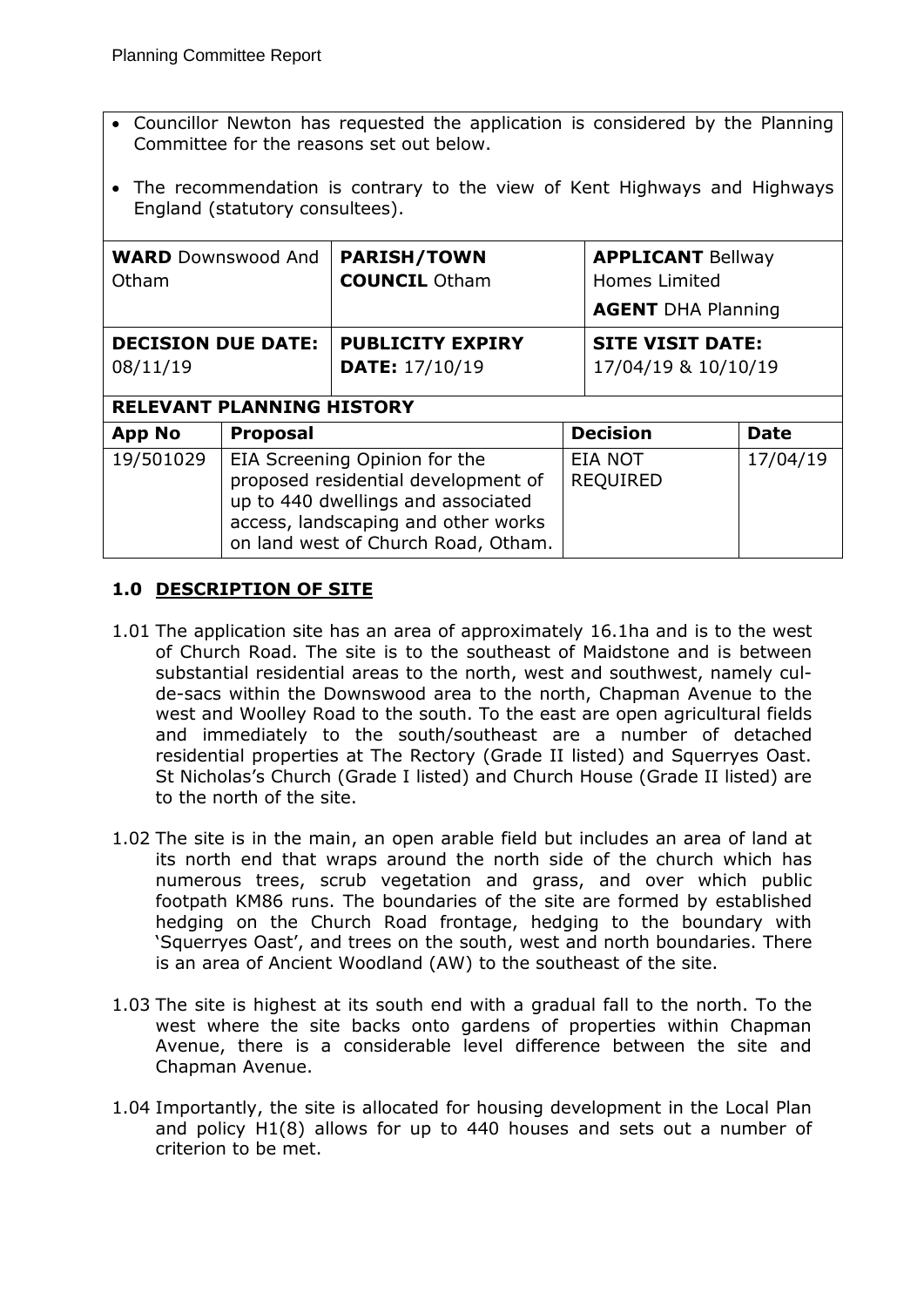- Councillor Newton has requested the application is considered by the Planning Committee for the reasons set out below.
- The recommendation is contrary to the view of Kent Highways and Highways England (statutory consultees).

| **WARD** Downswood And Otham | **PARISH/TOWN COUNCIL** Otham | **APPLICANT** Bellway Homes Limited<br>**AGENT** DHA Planning |
|---|---|---|
| **DECISION DUE DATE:** 08/11/19 | **PUBLICITY EXPIRY DATE:** 17/10/19 | **SITE VISIT DATE:** 17/04/19 & 10/10/19 |

**RELEVANT PLANNING HISTORY**

| App No | Proposal | Decision | Date |
|---|---|---|---|
| 19/501029 | EIA Screening Opinion for the proposed residential development of up to 440 dwellings and associated access, landscaping and other works on land west of Church Road, Otham. | EIA NOT REQUIRED | 17/04/19 |

## 1.0 DESCRIPTION OF SITE

1.01 The application site has an area of approximately 16.1ha and is to the west of Church Road. The site is to the southeast of Maidstone and is between substantial residential areas to the north, west and southwest, namely cul-de-sacs within the Downswood area to the north, Chapman Avenue to the west and Woolley Road to the south. To the east are open agricultural fields and immediately to the south/southeast are a number of detached residential properties at The Rectory (Grade II listed) and Squerryes Oast. St Nicholas's Church (Grade I listed) and Church House (Grade II listed) are to the north of the site.

1.02 The site is in the main, an open arable field but includes an area of land at its north end that wraps around the north side of the church which has numerous trees, scrub vegetation and grass, and over which public footpath KM86 runs. The boundaries of the site are formed by established hedging on the Church Road frontage, hedging to the boundary with 'Squerryes Oast', and trees on the south, west and north boundaries. There is an area of Ancient Woodland (AW) to the southeast of the site.

1.03 The site is highest at its south end with a gradual fall to the north. To the west where the site backs onto gardens of properties within Chapman Avenue, there is a considerable level difference between the site and Chapman Avenue.

1.04 Importantly, the site is allocated for housing development in the Local Plan and policy H1(8) allows for up to 440 houses and sets out a number of criterion to be met.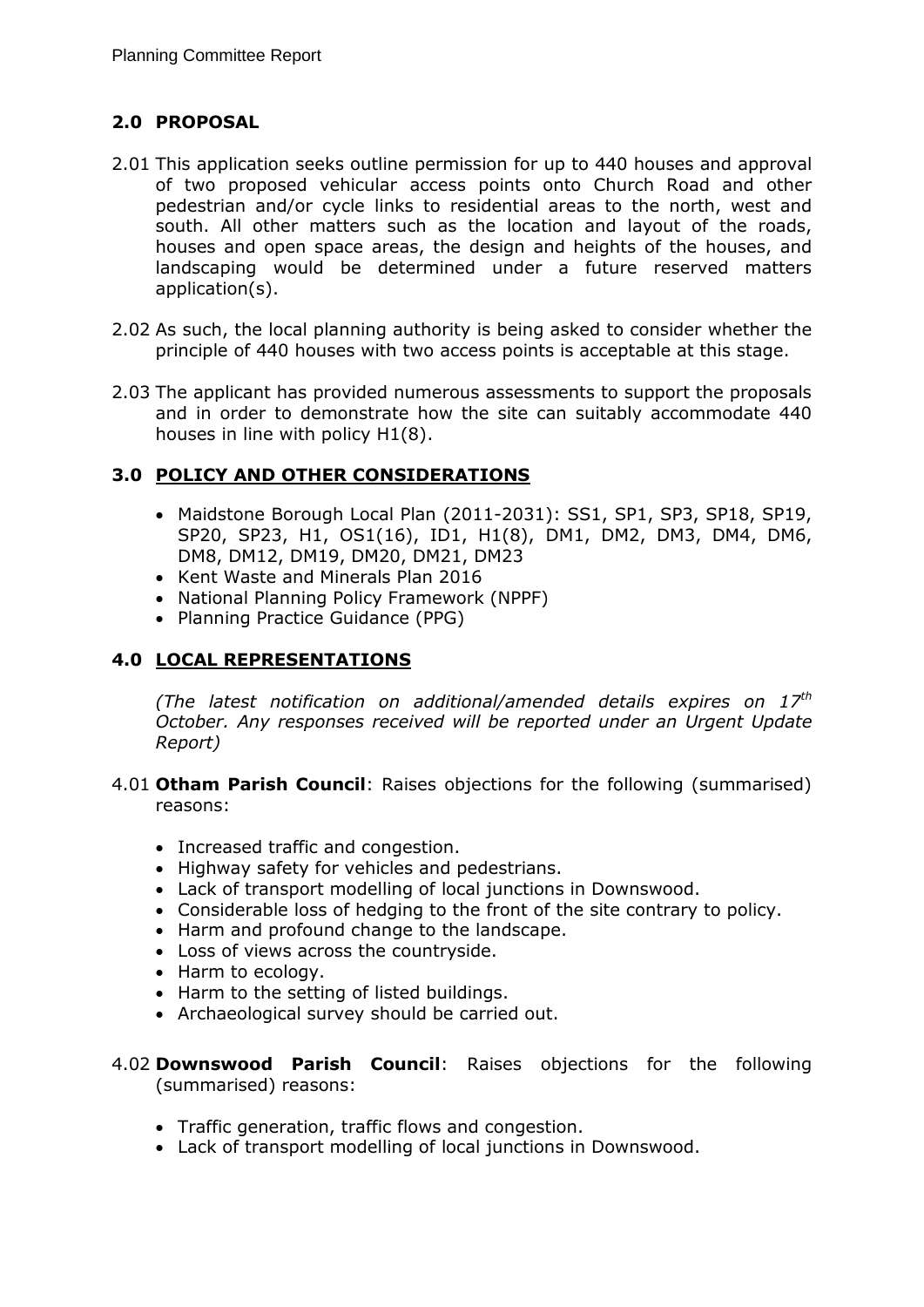## 2.0 PROPOSAL

2.01 This application seeks outline permission for up to 440 houses and approval of two proposed vehicular access points onto Church Road and other pedestrian and/or cycle links to residential areas to the north, west and south. All other matters such as the location and layout of the roads, houses and open space areas, the design and heights of the houses, and landscaping would be determined under a future reserved matters application(s).

2.02 As such, the local planning authority is being asked to consider whether the principle of 440 houses with two access points is acceptable at this stage.

2.03 The applicant has provided numerous assessments to support the proposals and in order to demonstrate how the site can suitably accommodate 440 houses in line with policy H1(8).

## 3.0 POLICY AND OTHER CONSIDERATIONS

- Maidstone Borough Local Plan (2011-2031): SS1, SP1, SP3, SP18, SP19, SP20, SP23, H1, OS1(16), ID1, H1(8), DM1, DM2, DM3, DM4, DM6, DM8, DM12, DM19, DM20, DM21, DM23
- Kent Waste and Minerals Plan 2016
- National Planning Policy Framework (NPPF)
- Planning Practice Guidance (PPG)

## 4.0 LOCAL REPRESENTATIONS

*(The latest notification on additional/amended details expires on 17th October. Any responses received will be reported under an Urgent Update Report)*

4.01 **Otham Parish Council**: Raises objections for the following (summarised) reasons:

- Increased traffic and congestion.
- Highway safety for vehicles and pedestrians.
- Lack of transport modelling of local junctions in Downswood.
- Considerable loss of hedging to the front of the site contrary to policy.
- Harm and profound change to the landscape.
- Loss of views across the countryside.
- Harm to ecology.
- Harm to the setting of listed buildings.
- Archaeological survey should be carried out.

4.02 **Downswood Parish Council**: Raises objections for the following (summarised) reasons:

- Traffic generation, traffic flows and congestion.
- Lack of transport modelling of local junctions in Downswood.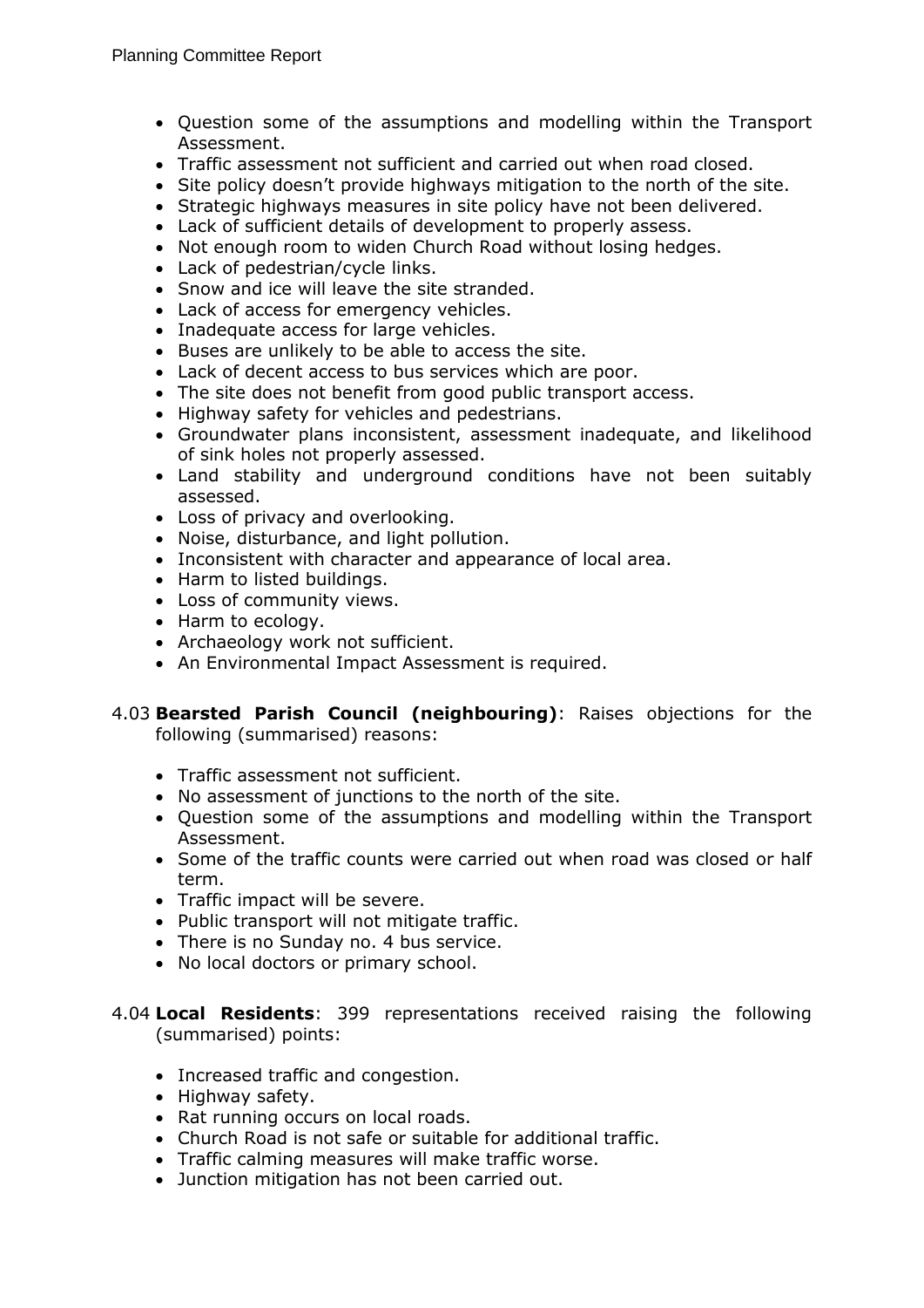- Question some of the assumptions and modelling within the Transport Assessment.
- Traffic assessment not sufficient and carried out when road closed.
- Site policy doesn't provide highways mitigation to the north of the site.
- Strategic highways measures in site policy have not been delivered.
- Lack of sufficient details of development to properly assess.
- Not enough room to widen Church Road without losing hedges.
- Lack of pedestrian/cycle links.
- Snow and ice will leave the site stranded.
- Lack of access for emergency vehicles.
- Inadequate access for large vehicles.
- Buses are unlikely to be able to access the site.
- Lack of decent access to bus services which are poor.
- The site does not benefit from good public transport access.
- Highway safety for vehicles and pedestrians.
- Groundwater plans inconsistent, assessment inadequate, and likelihood of sink holes not properly assessed.
- Land stability and underground conditions have not been suitably assessed.
- Loss of privacy and overlooking.
- Noise, disturbance, and light pollution.
- Inconsistent with character and appearance of local area.
- Harm to listed buildings.
- Loss of community views.
- Harm to ecology.
- Archaeology work not sufficient.
- An Environmental Impact Assessment is required.

4.03 **Bearsted Parish Council (neighbouring)**: Raises objections for the following (summarised) reasons:

- Traffic assessment not sufficient.
- No assessment of junctions to the north of the site.
- Question some of the assumptions and modelling within the Transport Assessment.
- Some of the traffic counts were carried out when road was closed or half term.
- Traffic impact will be severe.
- Public transport will not mitigate traffic.
- There is no Sunday no. 4 bus service.
- No local doctors or primary school.

4.04 **Local Residents**: 399 representations received raising the following (summarised) points:

- Increased traffic and congestion.
- Highway safety.
- Rat running occurs on local roads.
- Church Road is not safe or suitable for additional traffic.
- Traffic calming measures will make traffic worse.
- Junction mitigation has not been carried out.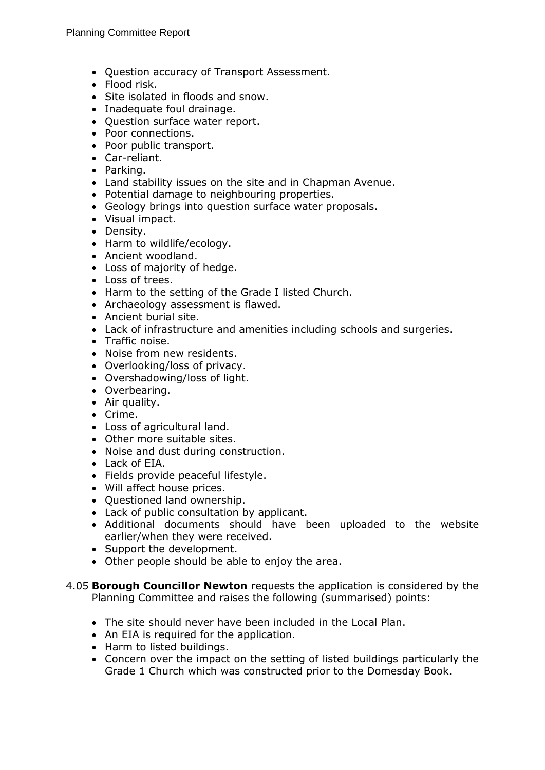- Question accuracy of Transport Assessment.
- Flood risk.
- Site isolated in floods and snow.
- Inadequate foul drainage.
- Question surface water report.
- Poor connections.
- Poor public transport.
- Car-reliant.
- Parking.
- Land stability issues on the site and in Chapman Avenue.
- Potential damage to neighbouring properties.
- Geology brings into question surface water proposals.
- Visual impact.
- Density.
- Harm to wildlife/ecology.
- Ancient woodland.
- Loss of majority of hedge.
- Loss of trees.
- Harm to the setting of the Grade I listed Church.
- Archaeology assessment is flawed.
- Ancient burial site.
- Lack of infrastructure and amenities including schools and surgeries.
- Traffic noise.
- Noise from new residents.
- Overlooking/loss of privacy.
- Overshadowing/loss of light.
- Overbearing.
- Air quality.
- Crime.
- Loss of agricultural land.
- Other more suitable sites.
- Noise and dust during construction.
- Lack of EIA.
- Fields provide peaceful lifestyle.
- Will affect house prices.
- Questioned land ownership.
- Lack of public consultation by applicant.
- Additional documents should have been uploaded to the website earlier/when they were received.
- Support the development.
- Other people should be able to enjoy the area.

4.05 **Borough Councillor Newton** requests the application is considered by the Planning Committee and raises the following (summarised) points:

- The site should never have been included in the Local Plan.
- An EIA is required for the application.
- Harm to listed buildings.
- Concern over the impact on the setting of listed buildings particularly the Grade 1 Church which was constructed prior to the Domesday Book.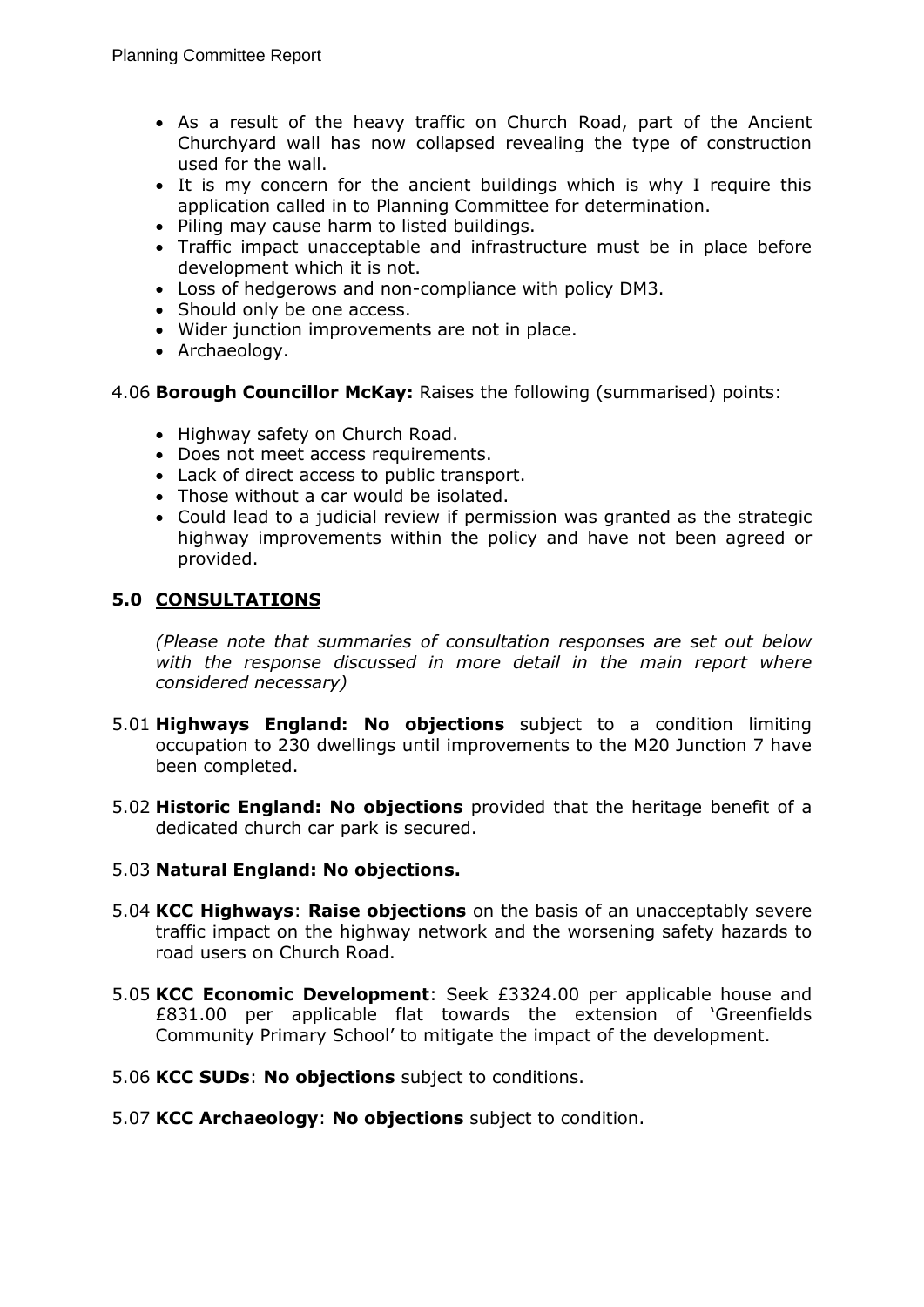- As a result of the heavy traffic on Church Road, part of the Ancient Churchyard wall has now collapsed revealing the type of construction used for the wall.
- It is my concern for the ancient buildings which is why I require this application called in to Planning Committee for determination.
- Piling may cause harm to listed buildings.
- Traffic impact unacceptable and infrastructure must be in place before development which it is not.
- Loss of hedgerows and non-compliance with policy DM3.
- Should only be one access.
- Wider junction improvements are not in place.
- Archaeology.

4.06 **Borough Councillor McKay:** Raises the following (summarised) points:

- Highway safety on Church Road.
- Does not meet access requirements.
- Lack of direct access to public transport.
- Those without a car would be isolated.
- Could lead to a judicial review if permission was granted as the strategic highway improvements within the policy and have not been agreed or provided.

## 5.0 CONSULTATIONS

*(Please note that summaries of consultation responses are set out below with the response discussed in more detail in the main report where considered necessary)*

5.01 **Highways England: No objections** subject to a condition limiting occupation to 230 dwellings until improvements to the M20 Junction 7 have been completed.

5.02 **Historic England: No objections** provided that the heritage benefit of a dedicated church car park is secured.

5.03 **Natural England: No objections.**

5.04 **KCC Highways**: **Raise objections** on the basis of an unacceptably severe traffic impact on the highway network and the worsening safety hazards to road users on Church Road.

5.05 **KCC Economic Development**: Seek £3324.00 per applicable house and £831.00 per applicable flat towards the extension of 'Greenfields Community Primary School' to mitigate the impact of the development.

5.06 **KCC SUDs**: **No objections** subject to conditions.

5.07 **KCC Archaeology**: **No objections** subject to condition.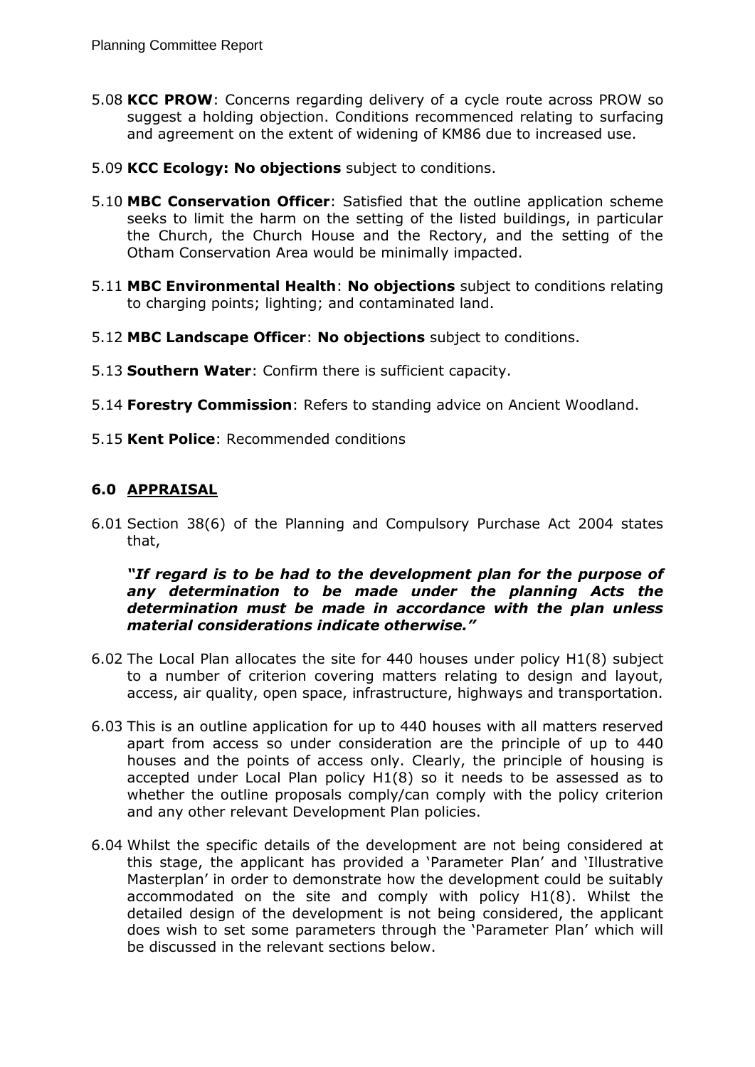5.08 **KCC PROW**: Concerns regarding delivery of a cycle route across PROW so suggest a holding objection. Conditions recommenced relating to surfacing and agreement on the extent of widening of KM86 due to increased use.

5.09 **KCC Ecology: No objections** subject to conditions.

5.10 **MBC Conservation Officer**: Satisfied that the outline application scheme seeks to limit the harm on the setting of the listed buildings, in particular the Church, the Church House and the Rectory, and the setting of the Otham Conservation Area would be minimally impacted.

5.11 **MBC Environmental Health**: **No objections** subject to conditions relating to charging points; lighting; and contaminated land.

5.12 **MBC Landscape Officer**: **No objections** subject to conditions.

5.13 **Southern Water**: Confirm there is sufficient capacity.

5.14 **Forestry Commission**: Refers to standing advice on Ancient Woodland.

5.15 **Kent Police**: Recommended conditions

## 6.0 APPRAISAL

6.01 Section 38(6) of the Planning and Compulsory Purchase Act 2004 states that,

***"If regard is to be had to the development plan for the purpose of any determination to be made under the planning Acts the determination must be made in accordance with the plan unless material considerations indicate otherwise."***

6.02 The Local Plan allocates the site for 440 houses under policy H1(8) subject to a number of criterion covering matters relating to design and layout, access, air quality, open space, infrastructure, highways and transportation.

6.03 This is an outline application for up to 440 houses with all matters reserved apart from access so under consideration are the principle of up to 440 houses and the points of access only. Clearly, the principle of housing is accepted under Local Plan policy H1(8) so it needs to be assessed as to whether the outline proposals comply/can comply with the policy criterion and any other relevant Development Plan policies.

6.04 Whilst the specific details of the development are not being considered at this stage, the applicant has provided a 'Parameter Plan' and 'Illustrative Masterplan' in order to demonstrate how the development could be suitably accommodated on the site and comply with policy H1(8). Whilst the detailed design of the development is not being considered, the applicant does wish to set some parameters through the 'Parameter Plan' which will be discussed in the relevant sections below.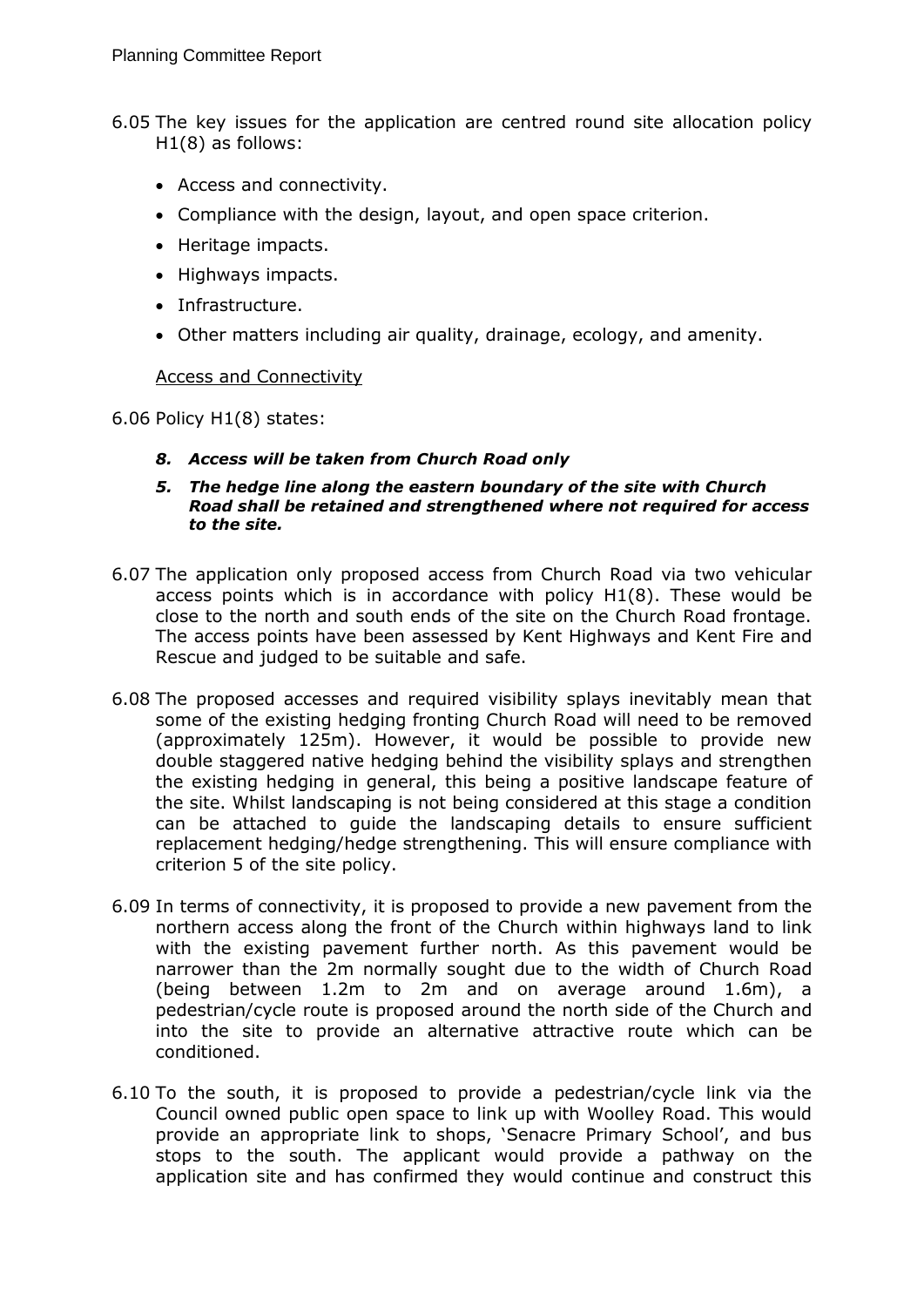6.05 The key issues for the application are centred round site allocation policy H1(8) as follows:

- Access and connectivity.
- Compliance with the design, layout, and open space criterion.
- Heritage impacts.
- Highways impacts.
- Infrastructure.
- Other matters including air quality, drainage, ecology, and amenity.

Access and Connectivity

6.06 Policy H1(8) states:

> ***8. Access will be taken from Church Road only***
>
> ***5. The hedge line along the eastern boundary of the site with Church Road shall be retained and strengthened where not required for access to the site.***

6.07 The application only proposed access from Church Road via two vehicular access points which is in accordance with policy H1(8). These would be close to the north and south ends of the site on the Church Road frontage. The access points have been assessed by Kent Highways and Kent Fire and Rescue and judged to be suitable and safe.

6.08 The proposed accesses and required visibility splays inevitably mean that some of the existing hedging fronting Church Road will need to be removed (approximately 125m). However, it would be possible to provide new double staggered native hedging behind the visibility splays and strengthen the existing hedging in general, this being a positive landscape feature of the site. Whilst landscaping is not being considered at this stage a condition can be attached to guide the landscaping details to ensure sufficient replacement hedging/hedge strengthening. This will ensure compliance with criterion 5 of the site policy.

6.09 In terms of connectivity, it is proposed to provide a new pavement from the northern access along the front of the Church within highways land to link with the existing pavement further north. As this pavement would be narrower than the 2m normally sought due to the width of Church Road (being between 1.2m to 2m and on average around 1.6m), a pedestrian/cycle route is proposed around the north side of the Church and into the site to provide an alternative attractive route which can be conditioned.

6.10 To the south, it is proposed to provide a pedestrian/cycle link via the Council owned public open space to link up with Woolley Road. This would provide an appropriate link to shops, 'Senacre Primary School', and bus stops to the south. The applicant would provide a pathway on the application site and has confirmed they would continue and construct this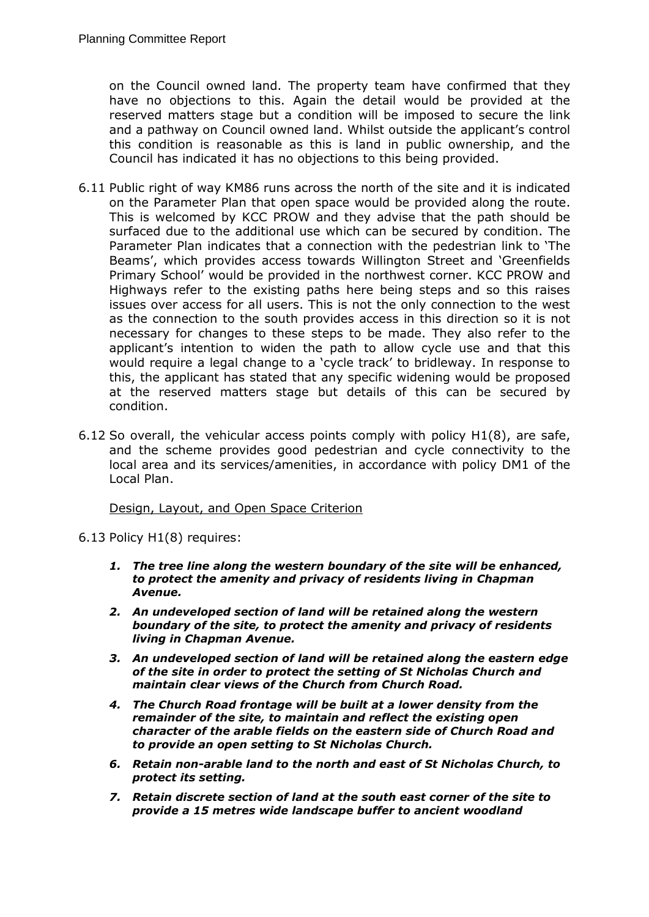on the Council owned land. The property team have confirmed that they have no objections to this. Again the detail would be provided at the reserved matters stage but a condition will be imposed to secure the link and a pathway on Council owned land. Whilst outside the applicant's control this condition is reasonable as this is land in public ownership, and the Council has indicated it has no objections to this being provided.

6.11 Public right of way KM86 runs across the north of the site and it is indicated on the Parameter Plan that open space would be provided along the route. This is welcomed by KCC PROW and they advise that the path should be surfaced due to the additional use which can be secured by condition. The Parameter Plan indicates that a connection with the pedestrian link to 'The Beams', which provides access towards Willington Street and 'Greenfields Primary School' would be provided in the northwest corner. KCC PROW and Highways refer to the existing paths here being steps and so this raises issues over access for all users. This is not the only connection to the west as the connection to the south provides access in this direction so it is not necessary for changes to these steps to be made. They also refer to the applicant's intention to widen the path to allow cycle use and that this would require a legal change to a 'cycle track' to bridleway. In response to this, the applicant has stated that any specific widening would be proposed at the reserved matters stage but details of this can be secured by condition.

6.12 So overall, the vehicular access points comply with policy H1(8), are safe, and the scheme provides good pedestrian and cycle connectivity to the local area and its services/amenities, in accordance with policy DM1 of the Local Plan.

<u>Design, Layout, and Open Space Criterion</u>

6.13 Policy H1(8) requires:

1. ***The tree line along the western boundary of the site will be enhanced, to protect the amenity and privacy of residents living in Chapman Avenue.***
2. ***An undeveloped section of land will be retained along the western boundary of the site, to protect the amenity and privacy of residents living in Chapman Avenue.***
3. ***An undeveloped section of land will be retained along the eastern edge of the site in order to protect the setting of St Nicholas Church and maintain clear views of the Church from Church Road.***
4. ***The Church Road frontage will be built at a lower density from the remainder of the site, to maintain and reflect the existing open character of the arable fields on the eastern side of Church Road and to provide an open setting to St Nicholas Church.***

6. ***Retain non-arable land to the north and east of St Nicholas Church, to protect its setting.***
7. ***Retain discrete section of land at the south east corner of the site to provide a 15 metres wide landscape buffer to ancient woodland***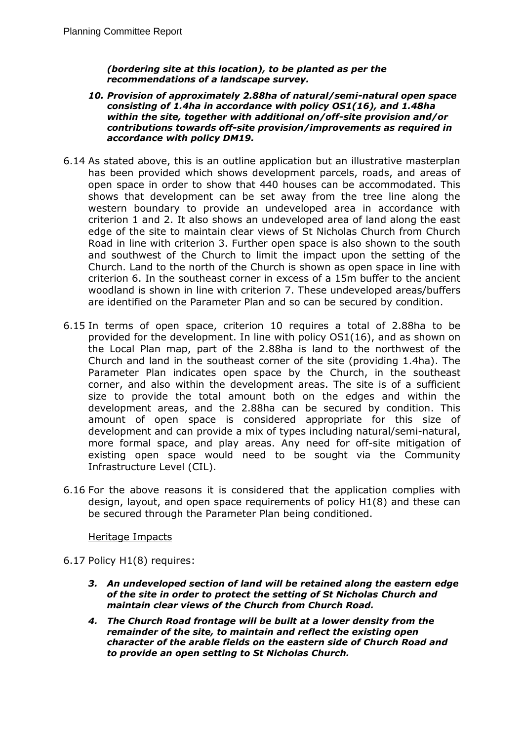***(bordering site at this location), to be planted as per the recommendations of a landscape survey.***

10. ***Provision of approximately 2.88ha of natural/semi-natural open space consisting of 1.4ha in accordance with policy OS1(16), and 1.48ha within the site, together with additional on/off-site provision and/or contributions towards off-site provision/improvements as required in accordance with policy DM19.***

6.14 As stated above, this is an outline application but an illustrative masterplan has been provided which shows development parcels, roads, and areas of open space in order to show that 440 houses can be accommodated. This shows that development can be set away from the tree line along the western boundary to provide an undeveloped area in accordance with criterion 1 and 2. It also shows an undeveloped area of land along the east edge of the site to maintain clear views of St Nicholas Church from Church Road in line with criterion 3. Further open space is also shown to the south and southwest of the Church to limit the impact upon the setting of the Church. Land to the north of the Church is shown as open space in line with criterion 6. In the southeast corner in excess of a 15m buffer to the ancient woodland is shown in line with criterion 7. These undeveloped areas/buffers are identified on the Parameter Plan and so can be secured by condition.

6.15 In terms of open space, criterion 10 requires a total of 2.88ha to be provided for the development. In line with policy OS1(16), and as shown on the Local Plan map, part of the 2.88ha is land to the northwest of the Church and land in the southeast corner of the site (providing 1.4ha). The Parameter Plan indicates open space by the Church, in the southeast corner, and also within the development areas. The site is of a sufficient size to provide the total amount both on the edges and within the development areas, and the 2.88ha can be secured by condition. This amount of open space is considered appropriate for this size of development and can provide a mix of types including natural/semi-natural, more formal space, and play areas. Any need for off-site mitigation of existing open space would need to be sought via the Community Infrastructure Level (CIL).

6.16 For the above reasons it is considered that the application complies with design, layout, and open space requirements of policy H1(8) and these can be secured through the Parameter Plan being conditioned.

Heritage Impacts

6.17 Policy H1(8) requires:

3. ***An undeveloped section of land will be retained along the eastern edge of the site in order to protect the setting of St Nicholas Church and maintain clear views of the Church from Church Road.***
4. ***The Church Road frontage will be built at a lower density from the remainder of the site, to maintain and reflect the existing open character of the arable fields on the eastern side of Church Road and to provide an open setting to St Nicholas Church.***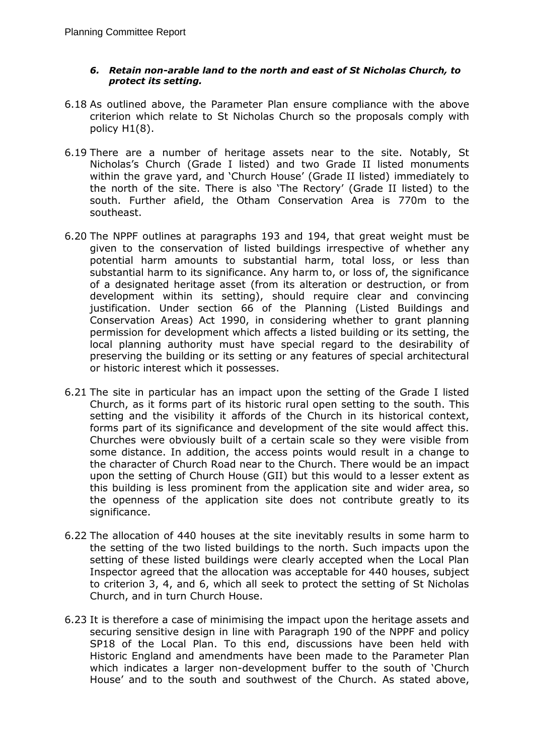*6. Retain non-arable land to the north and east of St Nicholas Church, to protect its setting.*

6.18 As outlined above, the Parameter Plan ensure compliance with the above criterion which relate to St Nicholas Church so the proposals comply with policy H1(8).

6.19 There are a number of heritage assets near to the site. Notably, St Nicholas's Church (Grade I listed) and two Grade II listed monuments within the grave yard, and 'Church House' (Grade II listed) immediately to the north of the site. There is also 'The Rectory' (Grade II listed) to the south. Further afield, the Otham Conservation Area is 770m to the southeast.

6.20 The NPPF outlines at paragraphs 193 and 194, that great weight must be given to the conservation of listed buildings irrespective of whether any potential harm amounts to substantial harm, total loss, or less than substantial harm to its significance. Any harm to, or loss of, the significance of a designated heritage asset (from its alteration or destruction, or from development within its setting), should require clear and convincing justification. Under section 66 of the Planning (Listed Buildings and Conservation Areas) Act 1990, in considering whether to grant planning permission for development which affects a listed building or its setting, the local planning authority must have special regard to the desirability of preserving the building or its setting or any features of special architectural or historic interest which it possesses.

6.21 The site in particular has an impact upon the setting of the Grade I listed Church, as it forms part of its historic rural open setting to the south. This setting and the visibility it affords of the Church in its historical context, forms part of its significance and development of the site would affect this. Churches were obviously built of a certain scale so they were visible from some distance. In addition, the access points would result in a change to the character of Church Road near to the Church. There would be an impact upon the setting of Church House (GII) but this would to a lesser extent as this building is less prominent from the application site and wider area, so the openness of the application site does not contribute greatly to its significance.

6.22 The allocation of 440 houses at the site inevitably results in some harm to the setting of the two listed buildings to the north. Such impacts upon the setting of these listed buildings were clearly accepted when the Local Plan Inspector agreed that the allocation was acceptable for 440 houses, subject to criterion 3, 4, and 6, which all seek to protect the setting of St Nicholas Church, and in turn Church House.

6.23 It is therefore a case of minimising the impact upon the heritage assets and securing sensitive design in line with Paragraph 190 of the NPPF and policy SP18 of the Local Plan. To this end, discussions have been held with Historic England and amendments have been made to the Parameter Plan which indicates a larger non-development buffer to the south of 'Church House' and to the south and southwest of the Church. As stated above,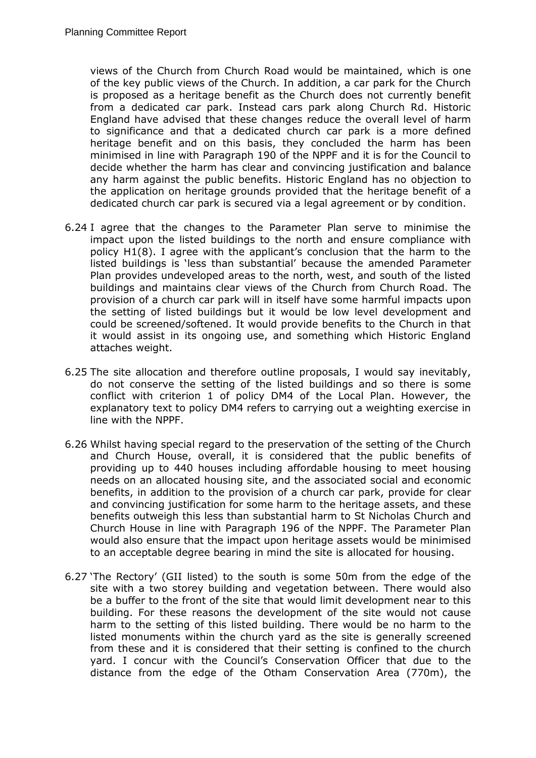views of the Church from Church Road would be maintained, which is one of the key public views of the Church. In addition, a car park for the Church is proposed as a heritage benefit as the Church does not currently benefit from a dedicated car park. Instead cars park along Church Rd. Historic England have advised that these changes reduce the overall level of harm to significance and that a dedicated church car park is a more defined heritage benefit and on this basis, they concluded the harm has been minimised in line with Paragraph 190 of the NPPF and it is for the Council to decide whether the harm has clear and convincing justification and balance any harm against the public benefits. Historic England has no objection to the application on heritage grounds provided that the heritage benefit of a dedicated church car park is secured via a legal agreement or by condition.

6.24 I agree that the changes to the Parameter Plan serve to minimise the impact upon the listed buildings to the north and ensure compliance with policy H1(8). I agree with the applicant's conclusion that the harm to the listed buildings is 'less than substantial' because the amended Parameter Plan provides undeveloped areas to the north, west, and south of the listed buildings and maintains clear views of the Church from Church Road. The provision of a church car park will in itself have some harmful impacts upon the setting of listed buildings but it would be low level development and could be screened/softened. It would provide benefits to the Church in that it would assist in its ongoing use, and something which Historic England attaches weight.

6.25 The site allocation and therefore outline proposals, I would say inevitably, do not conserve the setting of the listed buildings and so there is some conflict with criterion 1 of policy DM4 of the Local Plan. However, the explanatory text to policy DM4 refers to carrying out a weighting exercise in line with the NPPF.

6.26 Whilst having special regard to the preservation of the setting of the Church and Church House, overall, it is considered that the public benefits of providing up to 440 houses including affordable housing to meet housing needs on an allocated housing site, and the associated social and economic benefits, in addition to the provision of a church car park, provide for clear and convincing justification for some harm to the heritage assets, and these benefits outweigh this less than substantial harm to St Nicholas Church and Church House in line with Paragraph 196 of the NPPF. The Parameter Plan would also ensure that the impact upon heritage assets would be minimised to an acceptable degree bearing in mind the site is allocated for housing.

6.27 'The Rectory' (GII listed) to the south is some 50m from the edge of the site with a two storey building and vegetation between. There would also be a buffer to the front of the site that would limit development near to this building. For these reasons the development of the site would not cause harm to the setting of this listed building. There would be no harm to the listed monuments within the church yard as the site is generally screened from these and it is considered that their setting is confined to the church yard. I concur with the Council's Conservation Officer that due to the distance from the edge of the Otham Conservation Area (770m), the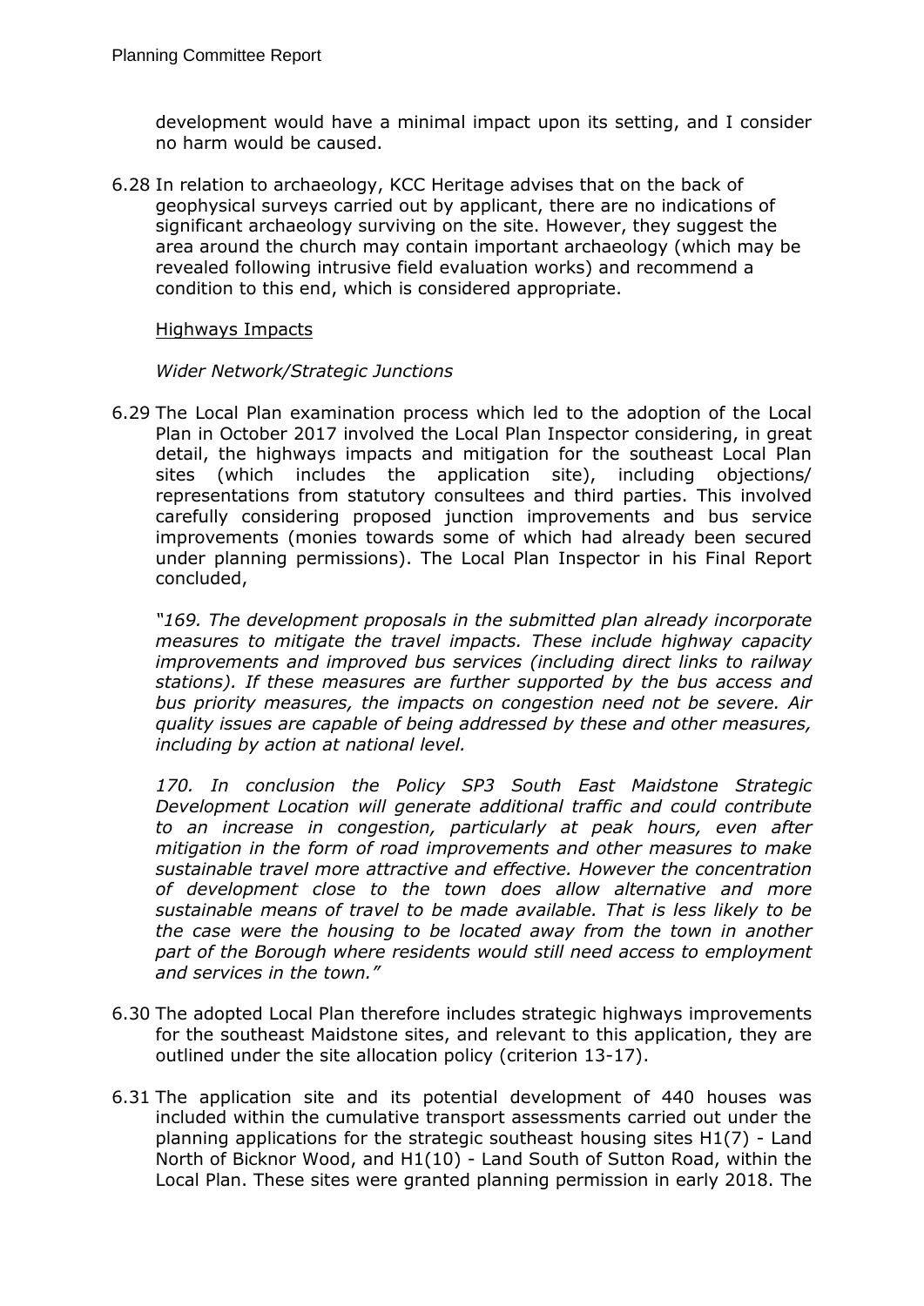development would have a minimal impact upon its setting, and I consider no harm would be caused.

6.28 In relation to archaeology, KCC Heritage advises that on the back of geophysical surveys carried out by applicant, there are no indications of significant archaeology surviving on the site. However, they suggest the area around the church may contain important archaeology (which may be revealed following intrusive field evaluation works) and recommend a condition to this end, which is considered appropriate.

Highways Impacts

*Wider Network/Strategic Junctions*

6.29 The Local Plan examination process which led to the adoption of the Local Plan in October 2017 involved the Local Plan Inspector considering, in great detail, the highways impacts and mitigation for the southeast Local Plan sites (which includes the application site), including objections/ representations from statutory consultees and third parties. This involved carefully considering proposed junction improvements and bus service improvements (monies towards some of which had already been secured under planning permissions). The Local Plan Inspector in his Final Report concluded,

*"169. The development proposals in the submitted plan already incorporate measures to mitigate the travel impacts. These include highway capacity improvements and improved bus services (including direct links to railway stations). If these measures are further supported by the bus access and bus priority measures, the impacts on congestion need not be severe. Air quality issues are capable of being addressed by these and other measures, including by action at national level.*

*170. In conclusion the Policy SP3 South East Maidstone Strategic Development Location will generate additional traffic and could contribute to an increase in congestion, particularly at peak hours, even after mitigation in the form of road improvements and other measures to make sustainable travel more attractive and effective. However the concentration of development close to the town does allow alternative and more sustainable means of travel to be made available. That is less likely to be the case were the housing to be located away from the town in another part of the Borough where residents would still need access to employment and services in the town."*

6.30 The adopted Local Plan therefore includes strategic highways improvements for the southeast Maidstone sites, and relevant to this application, they are outlined under the site allocation policy (criterion 13-17).

6.31 The application site and its potential development of 440 houses was included within the cumulative transport assessments carried out under the planning applications for the strategic southeast housing sites H1(7) - Land North of Bicknor Wood, and H1(10) - Land South of Sutton Road, within the Local Plan. These sites were granted planning permission in early 2018. The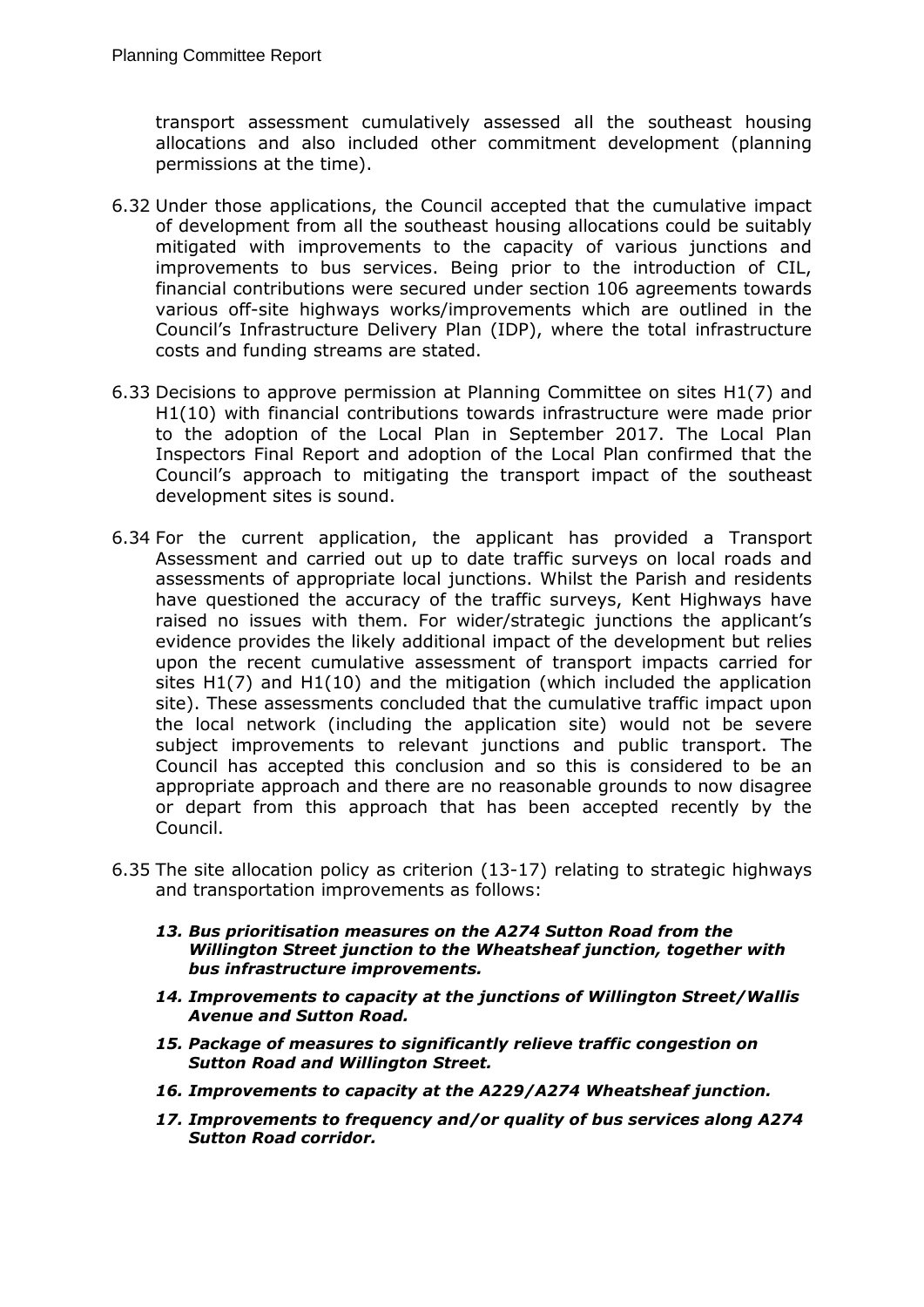transport assessment cumulatively assessed all the southeast housing allocations and also included other commitment development (planning permissions at the time).

6.32 Under those applications, the Council accepted that the cumulative impact of development from all the southeast housing allocations could be suitably mitigated with improvements to the capacity of various junctions and improvements to bus services. Being prior to the introduction of CIL, financial contributions were secured under section 106 agreements towards various off-site highways works/improvements which are outlined in the Council's Infrastructure Delivery Plan (IDP), where the total infrastructure costs and funding streams are stated.

6.33 Decisions to approve permission at Planning Committee on sites H1(7) and H1(10) with financial contributions towards infrastructure were made prior to the adoption of the Local Plan in September 2017. The Local Plan Inspectors Final Report and adoption of the Local Plan confirmed that the Council's approach to mitigating the transport impact of the southeast development sites is sound.

6.34 For the current application, the applicant has provided a Transport Assessment and carried out up to date traffic surveys on local roads and assessments of appropriate local junctions. Whilst the Parish and residents have questioned the accuracy of the traffic surveys, Kent Highways have raised no issues with them. For wider/strategic junctions the applicant's evidence provides the likely additional impact of the development but relies upon the recent cumulative assessment of transport impacts carried for sites H1(7) and H1(10) and the mitigation (which included the application site). These assessments concluded that the cumulative traffic impact upon the local network (including the application site) would not be severe subject improvements to relevant junctions and public transport. The Council has accepted this conclusion and so this is considered to be an appropriate approach and there are no reasonable grounds to now disagree or depart from this approach that has been accepted recently by the Council.

6.35 The site allocation policy as criterion (13-17) relating to strategic highways and transportation improvements as follows:

***13. Bus prioritisation measures on the A274 Sutton Road from the Willington Street junction to the Wheatsheaf junction, together with bus infrastructure improvements.***

***14. Improvements to capacity at the junctions of Willington Street/Wallis Avenue and Sutton Road.***

***15. Package of measures to significantly relieve traffic congestion on Sutton Road and Willington Street.***

***16. Improvements to capacity at the A229/A274 Wheatsheaf junction.***

***17. Improvements to frequency and/or quality of bus services along A274 Sutton Road corridor.***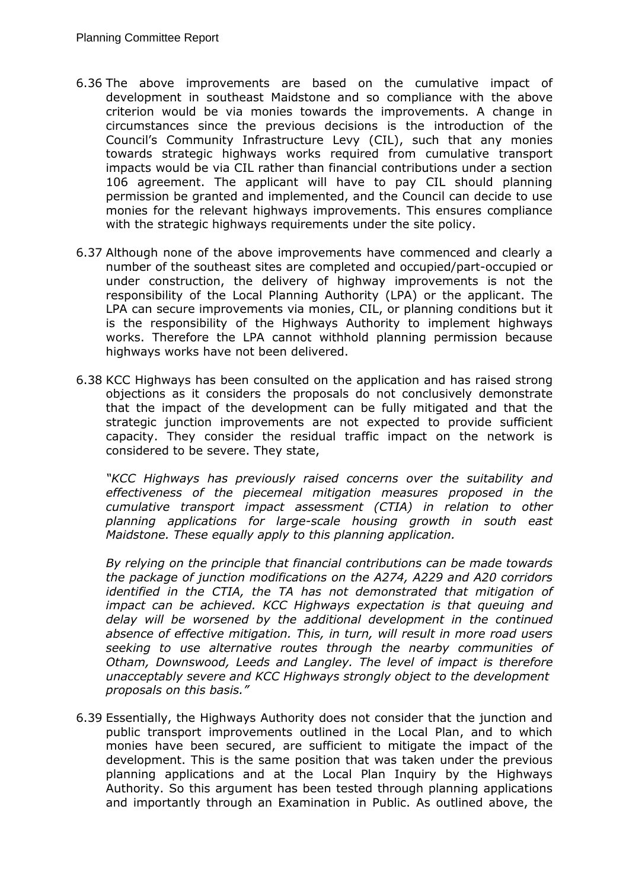6.36 The above improvements are based on the cumulative impact of development in southeast Maidstone and so compliance with the above criterion would be via monies towards the improvements. A change in circumstances since the previous decisions is the introduction of the Council's Community Infrastructure Levy (CIL), such that any monies towards strategic highways works required from cumulative transport impacts would be via CIL rather than financial contributions under a section 106 agreement. The applicant will have to pay CIL should planning permission be granted and implemented, and the Council can decide to use monies for the relevant highways improvements. This ensures compliance with the strategic highways requirements under the site policy.

6.37 Although none of the above improvements have commenced and clearly a number of the southeast sites are completed and occupied/part-occupied or under construction, the delivery of highway improvements is not the responsibility of the Local Planning Authority (LPA) or the applicant. The LPA can secure improvements via monies, CIL, or planning conditions but it is the responsibility of the Highways Authority to implement highways works. Therefore the LPA cannot withhold planning permission because highways works have not been delivered.

6.38 KCC Highways has been consulted on the application and has raised strong objections as it considers the proposals do not conclusively demonstrate that the impact of the development can be fully mitigated and that the strategic junction improvements are not expected to provide sufficient capacity. They consider the residual traffic impact on the network is considered to be severe. They state,

*"KCC Highways has previously raised concerns over the suitability and effectiveness of the piecemeal mitigation measures proposed in the cumulative transport impact assessment (CTIA) in relation to other planning applications for large-scale housing growth in south east Maidstone. These equally apply to this planning application.*

*By relying on the principle that financial contributions can be made towards the package of junction modifications on the A274, A229 and A20 corridors identified in the CTIA, the TA has not demonstrated that mitigation of impact can be achieved. KCC Highways expectation is that queuing and delay will be worsened by the additional development in the continued absence of effective mitigation. This, in turn, will result in more road users seeking to use alternative routes through the nearby communities of Otham, Downswood, Leeds and Langley. The level of impact is therefore unacceptably severe and KCC Highways strongly object to the development proposals on this basis."*

6.39 Essentially, the Highways Authority does not consider that the junction and public transport improvements outlined in the Local Plan, and to which monies have been secured, are sufficient to mitigate the impact of the development. This is the same position that was taken under the previous planning applications and at the Local Plan Inquiry by the Highways Authority. So this argument has been tested through planning applications and importantly through an Examination in Public. As outlined above, the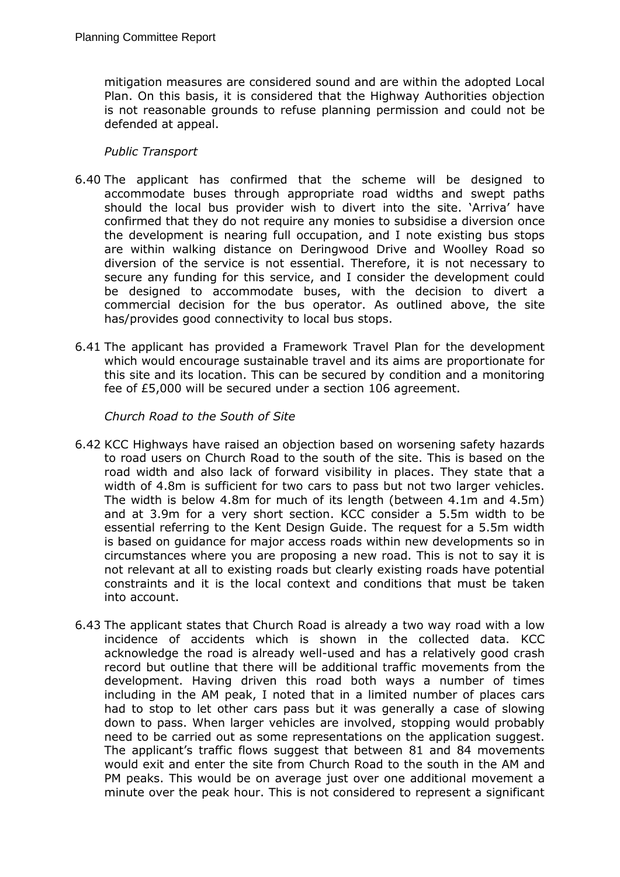mitigation measures are considered sound and are within the adopted Local Plan. On this basis, it is considered that the Highway Authorities objection is not reasonable grounds to refuse planning permission and could not be defended at appeal.

*Public Transport*

6.40 The applicant has confirmed that the scheme will be designed to accommodate buses through appropriate road widths and swept paths should the local bus provider wish to divert into the site. 'Arriva' have confirmed that they do not require any monies to subsidise a diversion once the development is nearing full occupation, and I note existing bus stops are within walking distance on Deringwood Drive and Woolley Road so diversion of the service is not essential. Therefore, it is not necessary to secure any funding for this service, and I consider the development could be designed to accommodate buses, with the decision to divert a commercial decision for the bus operator. As outlined above, the site has/provides good connectivity to local bus stops.

6.41 The applicant has provided a Framework Travel Plan for the development which would encourage sustainable travel and its aims are proportionate for this site and its location. This can be secured by condition and a monitoring fee of £5,000 will be secured under a section 106 agreement.

*Church Road to the South of Site*

6.42 KCC Highways have raised an objection based on worsening safety hazards to road users on Church Road to the south of the site. This is based on the road width and also lack of forward visibility in places. They state that a width of 4.8m is sufficient for two cars to pass but not two larger vehicles. The width is below 4.8m for much of its length (between 4.1m and 4.5m) and at 3.9m for a very short section. KCC consider a 5.5m width to be essential referring to the Kent Design Guide. The request for a 5.5m width is based on guidance for major access roads within new developments so in circumstances where you are proposing a new road. This is not to say it is not relevant at all to existing roads but clearly existing roads have potential constraints and it is the local context and conditions that must be taken into account.

6.43 The applicant states that Church Road is already a two way road with a low incidence of accidents which is shown in the collected data. KCC acknowledge the road is already well-used and has a relatively good crash record but outline that there will be additional traffic movements from the development. Having driven this road both ways a number of times including in the AM peak, I noted that in a limited number of places cars had to stop to let other cars pass but it was generally a case of slowing down to pass. When larger vehicles are involved, stopping would probably need to be carried out as some representations on the application suggest. The applicant's traffic flows suggest that between 81 and 84 movements would exit and enter the site from Church Road to the south in the AM and PM peaks. This would be on average just over one additional movement a minute over the peak hour. This is not considered to represent a significant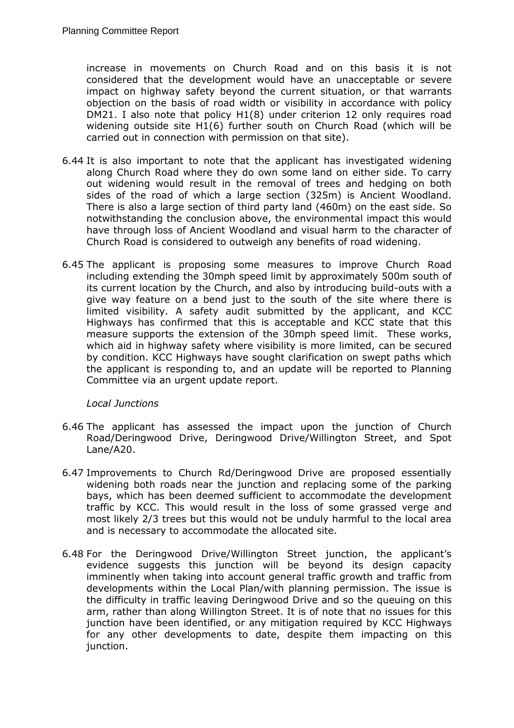increase in movements on Church Road and on this basis it is not considered that the development would have an unacceptable or severe impact on highway safety beyond the current situation, or that warrants objection on the basis of road width or visibility in accordance with policy DM21. I also note that policy H1(8) under criterion 12 only requires road widening outside site H1(6) further south on Church Road (which will be carried out in connection with permission on that site).

6.44 It is also important to note that the applicant has investigated widening along Church Road where they do own some land on either side. To carry out widening would result in the removal of trees and hedging on both sides of the road of which a large section (325m) is Ancient Woodland. There is also a large section of third party land (460m) on the east side. So notwithstanding the conclusion above, the environmental impact this would have through loss of Ancient Woodland and visual harm to the character of Church Road is considered to outweigh any benefits of road widening.

6.45 The applicant is proposing some measures to improve Church Road including extending the 30mph speed limit by approximately 500m south of its current location by the Church, and also by introducing build-outs with a give way feature on a bend just to the south of the site where there is limited visibility. A safety audit submitted by the applicant, and KCC Highways has confirmed that this is acceptable and KCC state that this measure supports the extension of the 30mph speed limit. These works, which aid in highway safety where visibility is more limited, can be secured by condition. KCC Highways have sought clarification on swept paths which the applicant is responding to, and an update will be reported to Planning Committee via an urgent update report.

*Local Junctions*

6.46 The applicant has assessed the impact upon the junction of Church Road/Deringwood Drive, Deringwood Drive/Willington Street, and Spot Lane/A20.

6.47 Improvements to Church Rd/Deringwood Drive are proposed essentially widening both roads near the junction and replacing some of the parking bays, which has been deemed sufficient to accommodate the development traffic by KCC. This would result in the loss of some grassed verge and most likely 2/3 trees but this would not be unduly harmful to the local area and is necessary to accommodate the allocated site.

6.48 For the Deringwood Drive/Willington Street junction, the applicant's evidence suggests this junction will be beyond its design capacity imminently when taking into account general traffic growth and traffic from developments within the Local Plan/with planning permission. The issue is the difficulty in traffic leaving Deringwood Drive and so the queuing on this arm, rather than along Willington Street. It is of note that no issues for this junction have been identified, or any mitigation required by KCC Highways for any other developments to date, despite them impacting on this junction.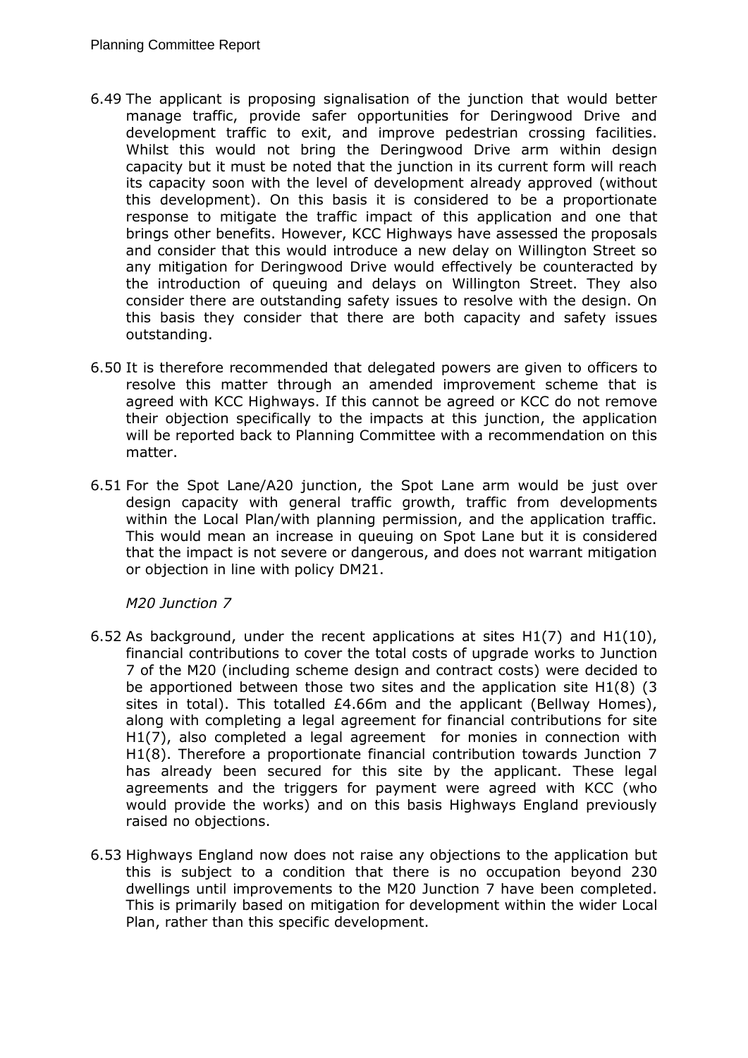6.49 The applicant is proposing signalisation of the junction that would better manage traffic, provide safer opportunities for Deringwood Drive and development traffic to exit, and improve pedestrian crossing facilities. Whilst this would not bring the Deringwood Drive arm within design capacity but it must be noted that the junction in its current form will reach its capacity soon with the level of development already approved (without this development). On this basis it is considered to be a proportionate response to mitigate the traffic impact of this application and one that brings other benefits. However, KCC Highways have assessed the proposals and consider that this would introduce a new delay on Willington Street so any mitigation for Deringwood Drive would effectively be counteracted by the introduction of queuing and delays on Willington Street. They also consider there are outstanding safety issues to resolve with the design. On this basis they consider that there are both capacity and safety issues outstanding.

6.50 It is therefore recommended that delegated powers are given to officers to resolve this matter through an amended improvement scheme that is agreed with KCC Highways. If this cannot be agreed or KCC do not remove their objection specifically to the impacts at this junction, the application will be reported back to Planning Committee with a recommendation on this matter.

6.51 For the Spot Lane/A20 junction, the Spot Lane arm would be just over design capacity with general traffic growth, traffic from developments within the Local Plan/with planning permission, and the application traffic. This would mean an increase in queuing on Spot Lane but it is considered that the impact is not severe or dangerous, and does not warrant mitigation or objection in line with policy DM21.

*M20 Junction 7*

6.52 As background, under the recent applications at sites H1(7) and H1(10), financial contributions to cover the total costs of upgrade works to Junction 7 of the M20 (including scheme design and contract costs) were decided to be apportioned between those two sites and the application site H1(8) (3 sites in total). This totalled £4.66m and the applicant (Bellway Homes), along with completing a legal agreement for financial contributions for site H1(7), also completed a legal agreement for monies in connection with H1(8). Therefore a proportionate financial contribution towards Junction 7 has already been secured for this site by the applicant. These legal agreements and the triggers for payment were agreed with KCC (who would provide the works) and on this basis Highways England previously raised no objections.

6.53 Highways England now does not raise any objections to the application but this is subject to a condition that there is no occupation beyond 230 dwellings until improvements to the M20 Junction 7 have been completed. This is primarily based on mitigation for development within the wider Local Plan, rather than this specific development.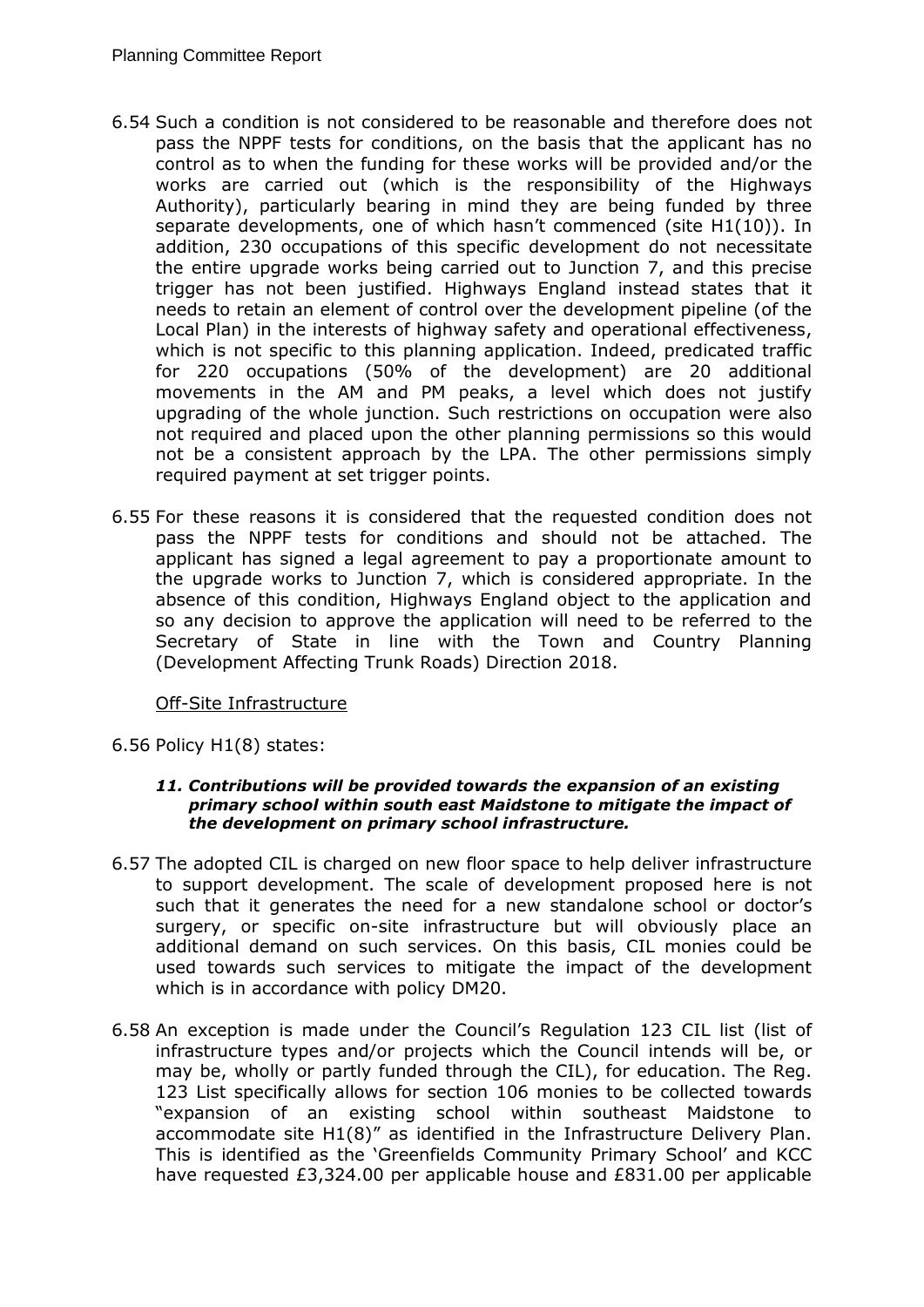6.54 Such a condition is not considered to be reasonable and therefore does not pass the NPPF tests for conditions, on the basis that the applicant has no control as to when the funding for these works will be provided and/or the works are carried out (which is the responsibility of the Highways Authority), particularly bearing in mind they are being funded by three separate developments, one of which hasn't commenced (site H1(10)). In addition, 230 occupations of this specific development do not necessitate the entire upgrade works being carried out to Junction 7, and this precise trigger has not been justified. Highways England instead states that it needs to retain an element of control over the development pipeline (of the Local Plan) in the interests of highway safety and operational effectiveness, which is not specific to this planning application. Indeed, predicated traffic for 220 occupations (50% of the development) are 20 additional movements in the AM and PM peaks, a level which does not justify upgrading of the whole junction. Such restrictions on occupation were also not required and placed upon the other planning permissions so this would not be a consistent approach by the LPA. The other permissions simply required payment at set trigger points.

6.55 For these reasons it is considered that the requested condition does not pass the NPPF tests for conditions and should not be attached. The applicant has signed a legal agreement to pay a proportionate amount to the upgrade works to Junction 7, which is considered appropriate. In the absence of this condition, Highways England object to the application and so any decision to approve the application will need to be referred to the Secretary of State in line with the Town and Country Planning (Development Affecting Trunk Roads) Direction 2018.

<u>Off-Site Infrastructure</u>

6.56 Policy H1(8) states:

> ***11. Contributions will be provided towards the expansion of an existing primary school within south east Maidstone to mitigate the impact of the development on primary school infrastructure.***

6.57 The adopted CIL is charged on new floor space to help deliver infrastructure to support development. The scale of development proposed here is not such that it generates the need for a new standalone school or doctor's surgery, or specific on-site infrastructure but will obviously place an additional demand on such services. On this basis, CIL monies could be used towards such services to mitigate the impact of the development which is in accordance with policy DM20.

6.58 An exception is made under the Council's Regulation 123 CIL list (list of infrastructure types and/or projects which the Council intends will be, or may be, wholly or partly funded through the CIL), for education. The Reg. 123 List specifically allows for section 106 monies to be collected towards "expansion of an existing school within southeast Maidstone to accommodate site H1(8)" as identified in the Infrastructure Delivery Plan. This is identified as the 'Greenfields Community Primary School' and KCC have requested £3,324.00 per applicable house and £831.00 per applicable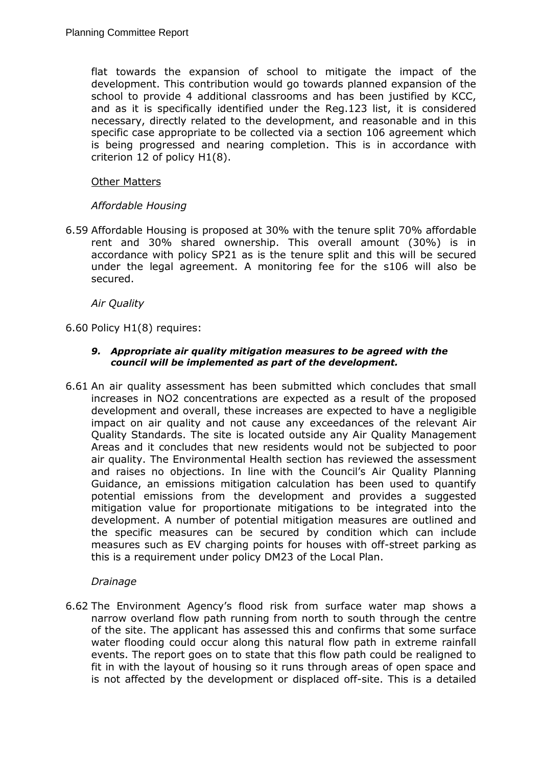flat towards the expansion of school to mitigate the impact of the development. This contribution would go towards planned expansion of the school to provide 4 additional classrooms and has been justified by KCC, and as it is specifically identified under the Reg.123 list, it is considered necessary, directly related to the development, and reasonable and in this specific case appropriate to be collected via a section 106 agreement which is being progressed and nearing completion. This is in accordance with criterion 12 of policy H1(8).

Other Matters

*Affordable Housing*

6.59 Affordable Housing is proposed at 30% with the tenure split 70% affordable rent and 30% shared ownership. This overall amount (30%) is in accordance with policy SP21 as is the tenure split and this will be secured under the legal agreement. A monitoring fee for the s106 will also be secured.

*Air Quality*

6.60 Policy H1(8) requires:

> ***9. Appropriate air quality mitigation measures to be agreed with the council will be implemented as part of the development.***

6.61 An air quality assessment has been submitted which concludes that small increases in $NO_2$ concentrations are expected as a result of the proposed development and overall, these increases are expected to have a negligible impact on air quality and not cause any exceedances of the relevant Air Quality Standards. The site is located outside any Air Quality Management Areas and it concludes that new residents would not be subjected to poor air quality. The Environmental Health section has reviewed the assessment and raises no objections. In line with the Council's Air Quality Planning Guidance, an emissions mitigation calculation has been used to quantify potential emissions from the development and provides a suggested mitigation value for proportionate mitigations to be integrated into the development. A number of potential mitigation measures are outlined and the specific measures can be secured by condition which can include measures such as EV charging points for houses with off-street parking as this is a requirement under policy DM23 of the Local Plan.

*Drainage*

6.62 The Environment Agency's flood risk from surface water map shows a narrow overland flow path running from north to south through the centre of the site. The applicant has assessed this and confirms that some surface water flooding could occur along this natural flow path in extreme rainfall events. The report goes on to state that this flow path could be realigned to fit in with the layout of housing so it runs through areas of open space and is not affected by the development or displaced off-site. This is a detailed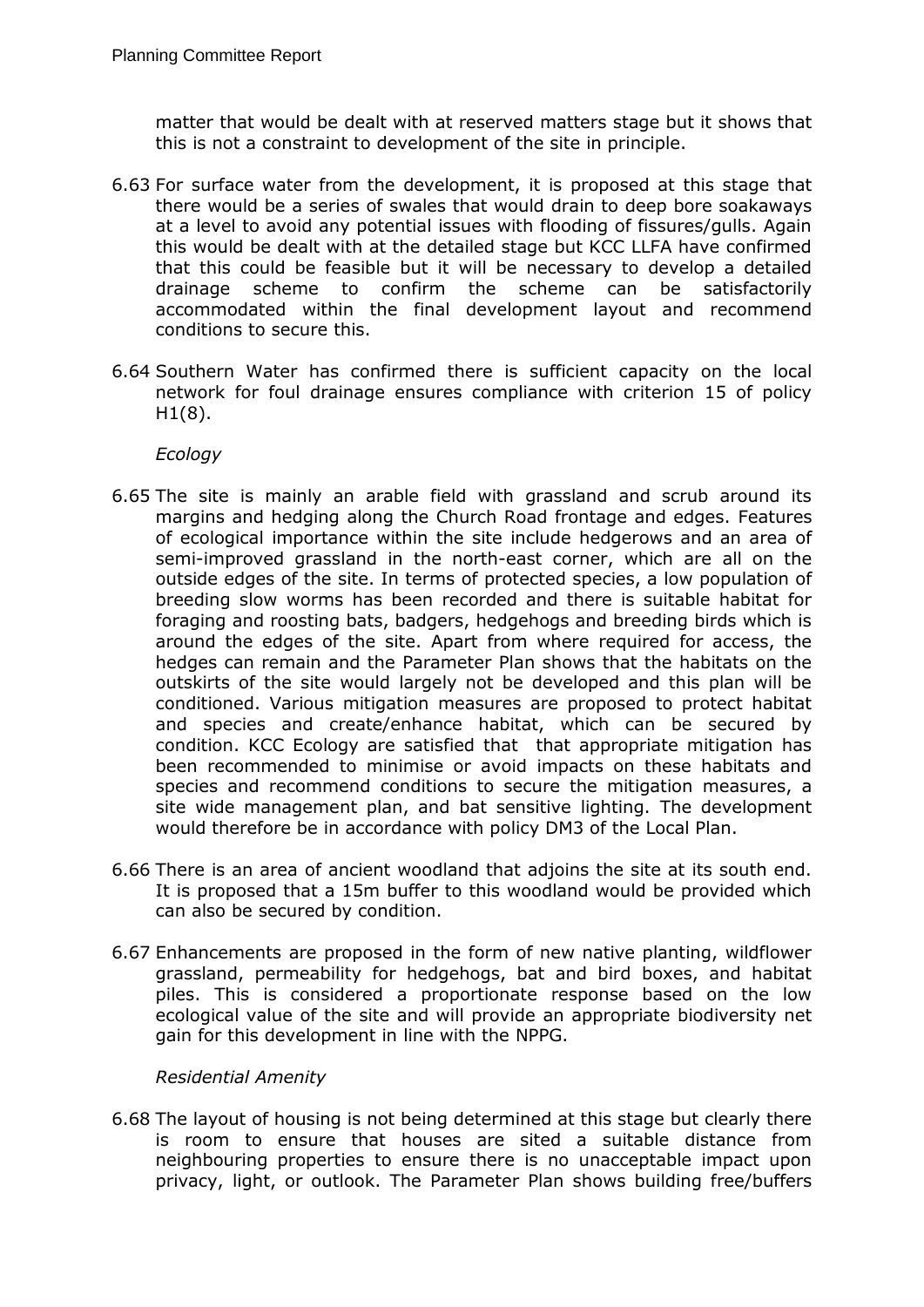matter that would be dealt with at reserved matters stage but it shows that this is not a constraint to development of the site in principle.

6.63 For surface water from the development, it is proposed at this stage that there would be a series of swales that would drain to deep bore soakaways at a level to avoid any potential issues with flooding of fissures/gulls. Again this would be dealt with at the detailed stage but KCC LLFA have confirmed that this could be feasible but it will be necessary to develop a detailed drainage scheme to confirm the scheme can be satisfactorily accommodated within the final development layout and recommend conditions to secure this.

6.64 Southern Water has confirmed there is sufficient capacity on the local network for foul drainage ensures compliance with criterion 15 of policy H1(8).

*Ecology*

6.65 The site is mainly an arable field with grassland and scrub around its margins and hedging along the Church Road frontage and edges. Features of ecological importance within the site include hedgerows and an area of semi-improved grassland in the north-east corner, which are all on the outside edges of the site. In terms of protected species, a low population of breeding slow worms has been recorded and there is suitable habitat for foraging and roosting bats, badgers, hedgehogs and breeding birds which is around the edges of the site. Apart from where required for access, the hedges can remain and the Parameter Plan shows that the habitats on the outskirts of the site would largely not be developed and this plan will be conditioned. Various mitigation measures are proposed to protect habitat and species and create/enhance habitat, which can be secured by condition. KCC Ecology are satisfied that that appropriate mitigation has been recommended to minimise or avoid impacts on these habitats and species and recommend conditions to secure the mitigation measures, a site wide management plan, and bat sensitive lighting. The development would therefore be in accordance with policy DM3 of the Local Plan.

6.66 There is an area of ancient woodland that adjoins the site at its south end. It is proposed that a 15m buffer to this woodland would be provided which can also be secured by condition.

6.67 Enhancements are proposed in the form of new native planting, wildflower grassland, permeability for hedgehogs, bat and bird boxes, and habitat piles. This is considered a proportionate response based on the low ecological value of the site and will provide an appropriate biodiversity net gain for this development in line with the NPPG.

*Residential Amenity*

6.68 The layout of housing is not being determined at this stage but clearly there is room to ensure that houses are sited a suitable distance from neighbouring properties to ensure there is no unacceptable impact upon privacy, light, or outlook. The Parameter Plan shows building free/buffers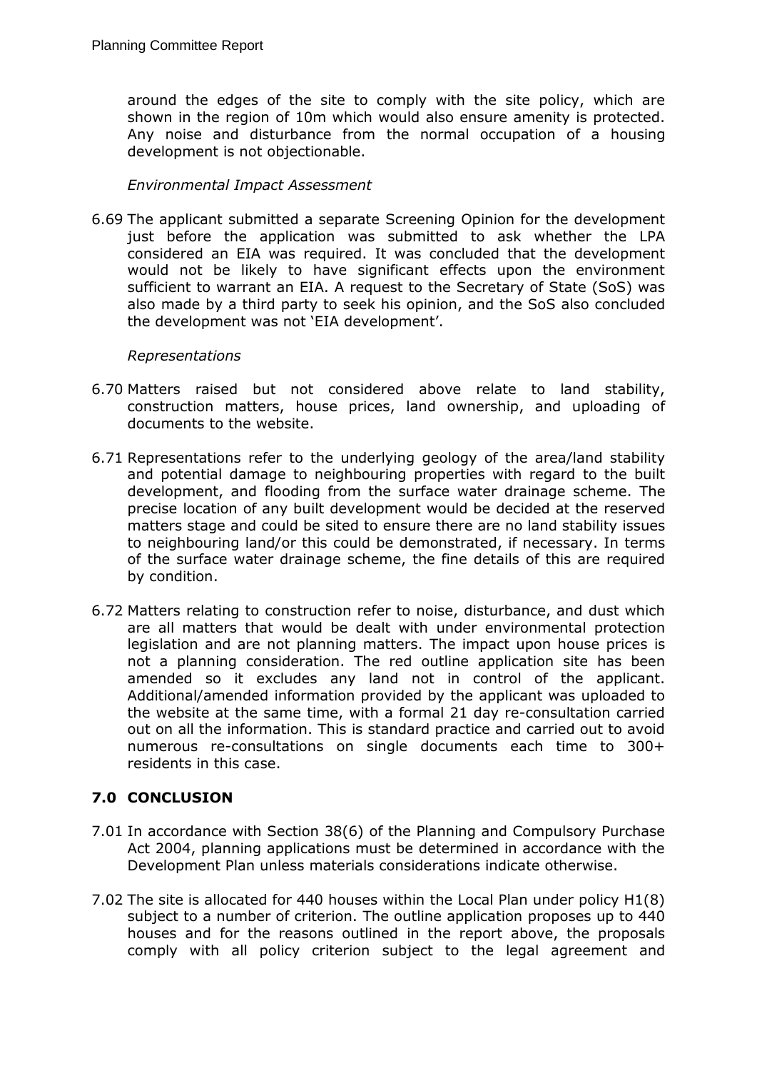around the edges of the site to comply with the site policy, which are shown in the region of 10m which would also ensure amenity is protected. Any noise and disturbance from the normal occupation of a housing development is not objectionable.

*Environmental Impact Assessment*

6.69 The applicant submitted a separate Screening Opinion for the development just before the application was submitted to ask whether the LPA considered an EIA was required. It was concluded that the development would not be likely to have significant effects upon the environment sufficient to warrant an EIA. A request to the Secretary of State (SoS) was also made by a third party to seek his opinion, and the SoS also concluded the development was not 'EIA development'.

*Representations*

6.70 Matters raised but not considered above relate to land stability, construction matters, house prices, land ownership, and uploading of documents to the website.

6.71 Representations refer to the underlying geology of the area/land stability and potential damage to neighbouring properties with regard to the built development, and flooding from the surface water drainage scheme. The precise location of any built development would be decided at the reserved matters stage and could be sited to ensure there are no land stability issues to neighbouring land/or this could be demonstrated, if necessary. In terms of the surface water drainage scheme, the fine details of this are required by condition.

6.72 Matters relating to construction refer to noise, disturbance, and dust which are all matters that would be dealt with under environmental protection legislation and are not planning matters. The impact upon house prices is not a planning consideration. The red outline application site has been amended so it excludes any land not in control of the applicant. Additional/amended information provided by the applicant was uploaded to the website at the same time, with a formal 21 day re-consultation carried out on all the information. This is standard practice and carried out to avoid numerous re-consultations on single documents each time to 300+ residents in this case.

## 7.0 CONCLUSION

7.01 In accordance with Section 38(6) of the Planning and Compulsory Purchase Act 2004, planning applications must be determined in accordance with the Development Plan unless materials considerations indicate otherwise.

7.02 The site is allocated for 440 houses within the Local Plan under policy H1(8) subject to a number of criterion. The outline application proposes up to 440 houses and for the reasons outlined in the report above, the proposals comply with all policy criterion subject to the legal agreement and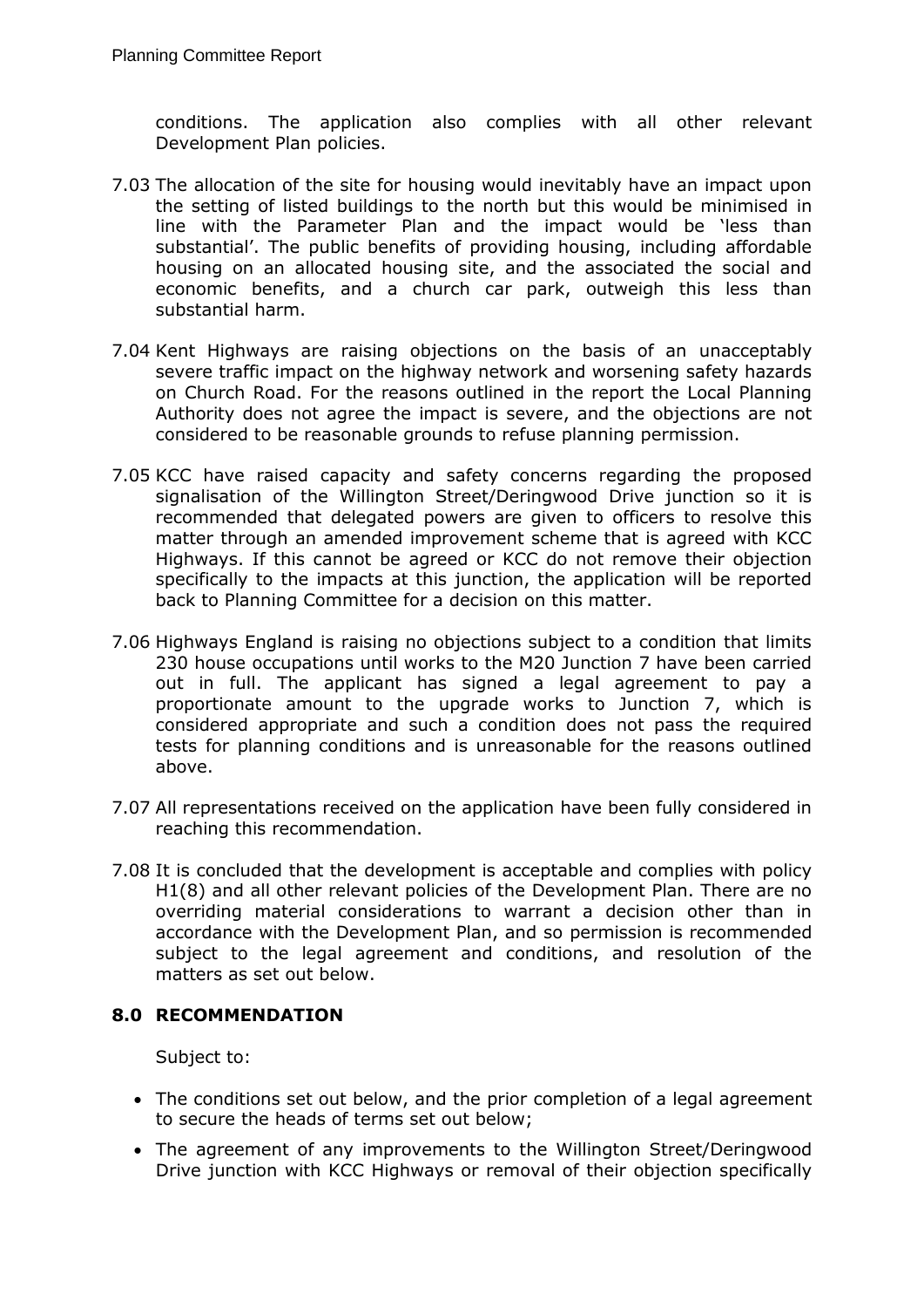conditions. The application also complies with all other relevant Development Plan policies.

7.03 The allocation of the site for housing would inevitably have an impact upon the setting of listed buildings to the north but this would be minimised in line with the Parameter Plan and the impact would be 'less than substantial'. The public benefits of providing housing, including affordable housing on an allocated housing site, and the associated the social and economic benefits, and a church car park, outweigh this less than substantial harm.

7.04 Kent Highways are raising objections on the basis of an unacceptably severe traffic impact on the highway network and worsening safety hazards on Church Road. For the reasons outlined in the report the Local Planning Authority does not agree the impact is severe, and the objections are not considered to be reasonable grounds to refuse planning permission.

7.05 KCC have raised capacity and safety concerns regarding the proposed signalisation of the Willington Street/Deringwood Drive junction so it is recommended that delegated powers are given to officers to resolve this matter through an amended improvement scheme that is agreed with KCC Highways. If this cannot be agreed or KCC do not remove their objection specifically to the impacts at this junction, the application will be reported back to Planning Committee for a decision on this matter.

7.06 Highways England is raising no objections subject to a condition that limits 230 house occupations until works to the M20 Junction 7 have been carried out in full. The applicant has signed a legal agreement to pay a proportionate amount to the upgrade works to Junction 7, which is considered appropriate and such a condition does not pass the required tests for planning conditions and is unreasonable for the reasons outlined above.

7.07 All representations received on the application have been fully considered in reaching this recommendation.

7.08 It is concluded that the development is acceptable and complies with policy H1(8) and all other relevant policies of the Development Plan. There are no overriding material considerations to warrant a decision other than in accordance with the Development Plan, and so permission is recommended subject to the legal agreement and conditions, and resolution of the matters as set out below.

## 8.0 RECOMMENDATION

Subject to:

- The conditions set out below, and the prior completion of a legal agreement to secure the heads of terms set out below;
- The agreement of any improvements to the Willington Street/Deringwood Drive junction with KCC Highways or removal of their objection specifically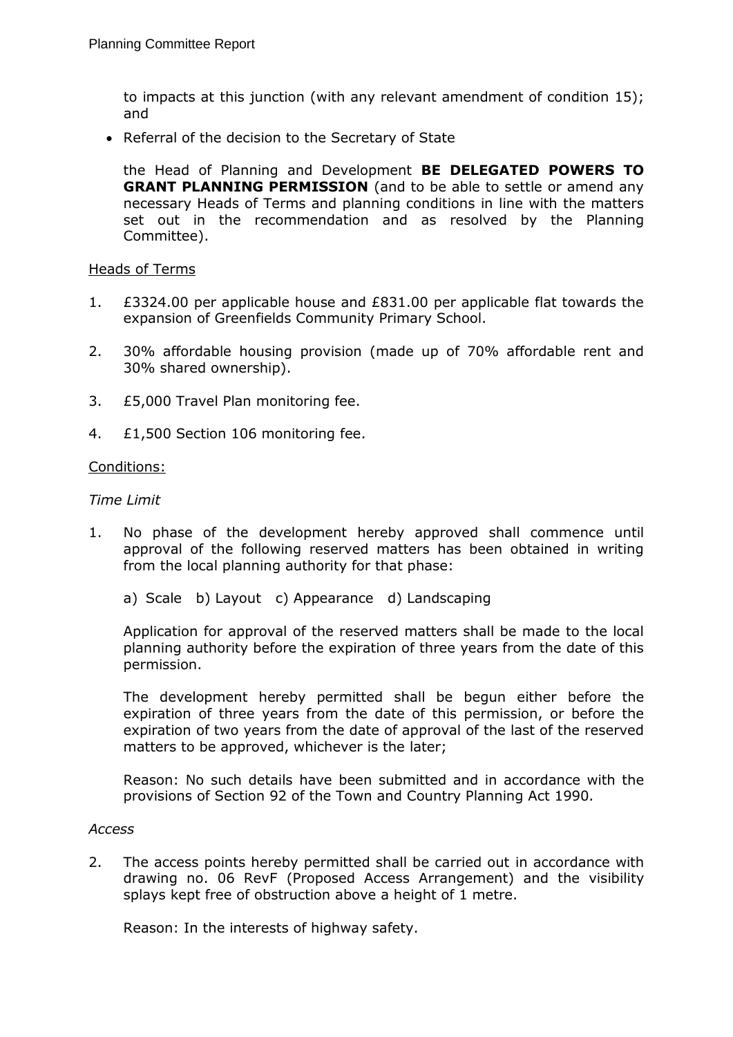to impacts at this junction (with any relevant amendment of condition 15); and

- Referral of the decision to the Secretary of State

the Head of Planning and Development **BE DELEGATED POWERS TO GRANT PLANNING PERMISSION** (and to be able to settle or amend any necessary Heads of Terms and planning conditions in line with the matters set out in the recommendation and as resolved by the Planning Committee).

Heads of Terms

1. £3324.00 per applicable house and £831.00 per applicable flat towards the expansion of Greenfields Community Primary School.

2. 30% affordable housing provision (made up of 70% affordable rent and 30% shared ownership).

3. £5,000 Travel Plan monitoring fee.

4. £1,500 Section 106 monitoring fee.

Conditions:

*Time Limit*

1. No phase of the development hereby approved shall commence until approval of the following reserved matters has been obtained in writing from the local planning authority for that phase:

   a) Scale   b) Layout   c) Appearance   d) Landscaping

   Application for approval of the reserved matters shall be made to the local planning authority before the expiration of three years from the date of this permission.

   The development hereby permitted shall be begun either before the expiration of three years from the date of this permission, or before the expiration of two years from the date of approval of the last of the reserved matters to be approved, whichever is the later;

   Reason: No such details have been submitted and in accordance with the provisions of Section 92 of the Town and Country Planning Act 1990.

*Access*

2. The access points hereby permitted shall be carried out in accordance with drawing no. 06 RevF (Proposed Access Arrangement) and the visibility splays kept free of obstruction above a height of 1 metre.

   Reason: In the interests of highway safety.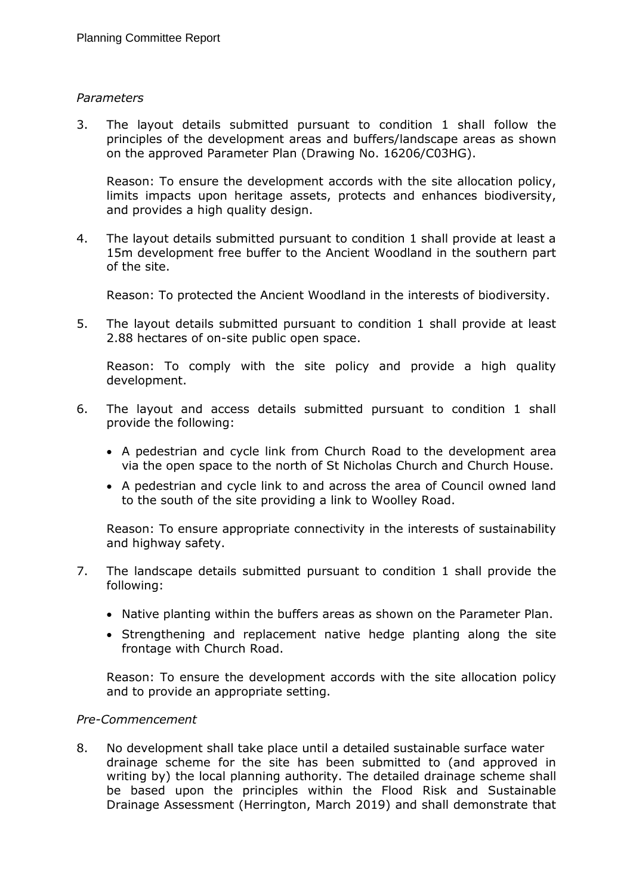*Parameters*

3. The layout details submitted pursuant to condition 1 shall follow the principles of the development areas and buffers/landscape areas as shown on the approved Parameter Plan (Drawing No. 16206/C03HG).

   Reason: To ensure the development accords with the site allocation policy, limits impacts upon heritage assets, protects and enhances biodiversity, and provides a high quality design.

4. The layout details submitted pursuant to condition 1 shall provide at least a 15m development free buffer to the Ancient Woodland in the southern part of the site.

   Reason: To protected the Ancient Woodland in the interests of biodiversity.

5. The layout details submitted pursuant to condition 1 shall provide at least 2.88 hectares of on-site public open space.

   Reason: To comply with the site policy and provide a high quality development.

6. The layout and access details submitted pursuant to condition 1 shall provide the following:

   - A pedestrian and cycle link from Church Road to the development area via the open space to the north of St Nicholas Church and Church House.
   - A pedestrian and cycle link to and across the area of Council owned land to the south of the site providing a link to Woolley Road.

   Reason: To ensure appropriate connectivity in the interests of sustainability and highway safety.

7. The landscape details submitted pursuant to condition 1 shall provide the following:

   - Native planting within the buffers areas as shown on the Parameter Plan.
   - Strengthening and replacement native hedge planting along the site frontage with Church Road.

   Reason: To ensure the development accords with the site allocation policy and to provide an appropriate setting.

*Pre-Commencement*

8. No development shall take place until a detailed sustainable surface water drainage scheme for the site has been submitted to (and approved in writing by) the local planning authority. The detailed drainage scheme shall be based upon the principles within the Flood Risk and Sustainable Drainage Assessment (Herrington, March 2019) and shall demonstrate that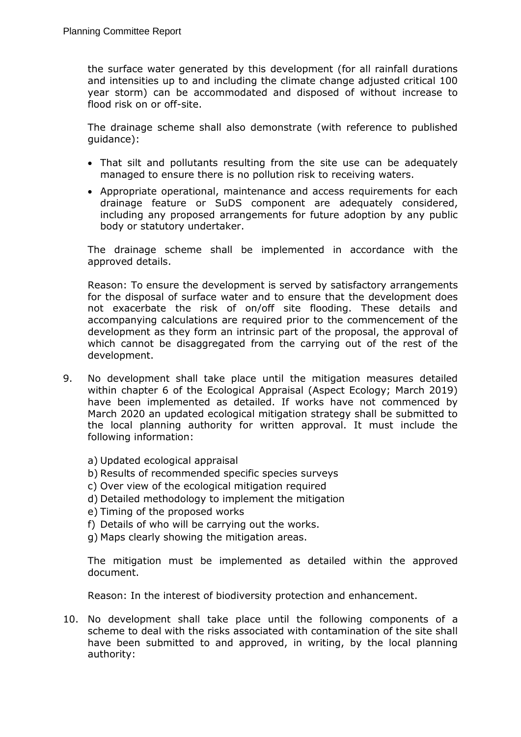the surface water generated by this development (for all rainfall durations and intensities up to and including the climate change adjusted critical 100 year storm) can be accommodated and disposed of without increase to flood risk on or off-site.

The drainage scheme shall also demonstrate (with reference to published guidance):

- That silt and pollutants resulting from the site use can be adequately managed to ensure there is no pollution risk to receiving waters.
- Appropriate operational, maintenance and access requirements for each drainage feature or SuDS component are adequately considered, including any proposed arrangements for future adoption by any public body or statutory undertaker.

The drainage scheme shall be implemented in accordance with the approved details.

Reason: To ensure the development is served by satisfactory arrangements for the disposal of surface water and to ensure that the development does not exacerbate the risk of on/off site flooding. These details and accompanying calculations are required prior to the commencement of the development as they form an intrinsic part of the proposal, the approval of which cannot be disaggregated from the carrying out of the rest of the development.

9. No development shall take place until the mitigation measures detailed within chapter 6 of the Ecological Appraisal (Aspect Ecology; March 2019) have been implemented as detailed. If works have not commenced by March 2020 an updated ecological mitigation strategy shall be submitted to the local planning authority for written approval. It must include the following information:

   a) Updated ecological appraisal
   b) Results of recommended specific species surveys
   c) Over view of the ecological mitigation required
   d) Detailed methodology to implement the mitigation
   e) Timing of the proposed works
   f) Details of who will be carrying out the works.
   g) Maps clearly showing the mitigation areas.

   The mitigation must be implemented as detailed within the approved document.

   Reason: In the interest of biodiversity protection and enhancement.

10. No development shall take place until the following components of a scheme to deal with the risks associated with contamination of the site shall have been submitted to and approved, in writing, by the local planning authority: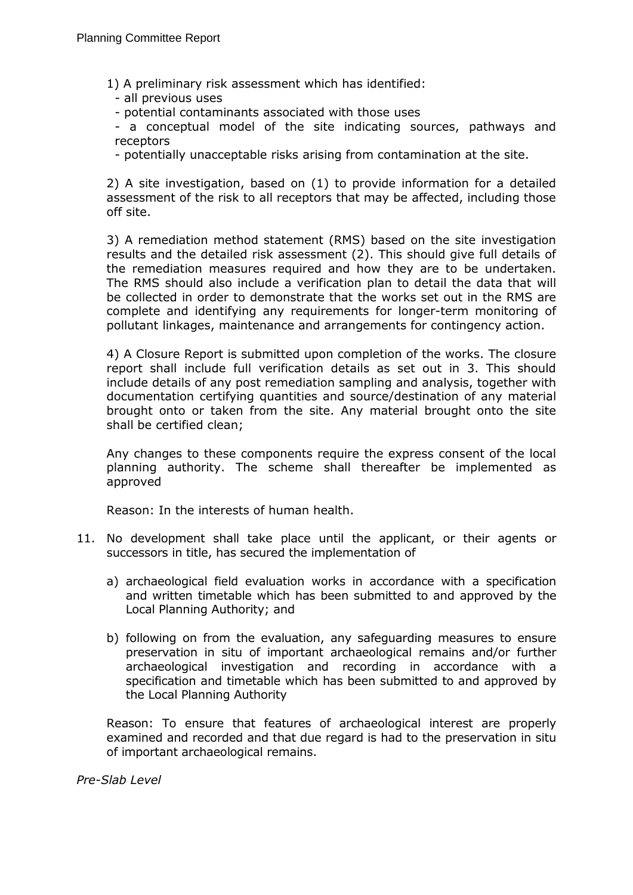1) A preliminary risk assessment which has identified:
   - all previous uses
   - potential contaminants associated with those uses
   - a conceptual model of the site indicating sources, pathways and receptors
   - potentially unacceptable risks arising from contamination at the site.

2) A site investigation, based on (1) to provide information for a detailed assessment of the risk to all receptors that may be affected, including those off site.

3) A remediation method statement (RMS) based on the site investigation results and the detailed risk assessment (2). This should give full details of the remediation measures required and how they are to be undertaken. The RMS should also include a verification plan to detail the data that will be collected in order to demonstrate that the works set out in the RMS are complete and identifying any requirements for longer-term monitoring of pollutant linkages, maintenance and arrangements for contingency action.

4) A Closure Report is submitted upon completion of the works. The closure report shall include full verification details as set out in 3. This should include details of any post remediation sampling and analysis, together with documentation certifying quantities and source/destination of any material brought onto or taken from the site. Any material brought onto the site shall be certified clean;

Any changes to these components require the express consent of the local planning authority. The scheme shall thereafter be implemented as approved

Reason: In the interests of human health.

11. No development shall take place until the applicant, or their agents or successors in title, has secured the implementation of

    a) archaeological field evaluation works in accordance with a specification and written timetable which has been submitted to and approved by the Local Planning Authority; and

    b) following on from the evaluation, any safeguarding measures to ensure preservation in situ of important archaeological remains and/or further archaeological investigation and recording in accordance with a specification and timetable which has been submitted to and approved by the Local Planning Authority

    Reason: To ensure that features of archaeological interest are properly examined and recorded and that due regard is had to the preservation in situ of important archaeological remains.

*Pre-Slab Level*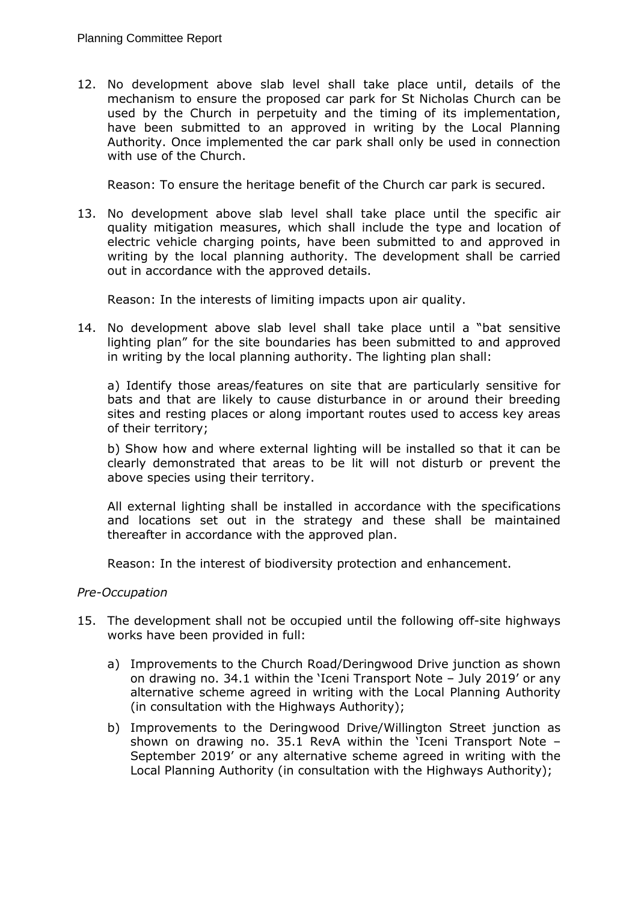12. No development above slab level shall take place until, details of the mechanism to ensure the proposed car park for St Nicholas Church can be used by the Church in perpetuity and the timing of its implementation, have been submitted to an approved in writing by the Local Planning Authority. Once implemented the car park shall only be used in connection with use of the Church.

    Reason: To ensure the heritage benefit of the Church car park is secured.

13. No development above slab level shall take place until the specific air quality mitigation measures, which shall include the type and location of electric vehicle charging points, have been submitted to and approved in writing by the local planning authority. The development shall be carried out in accordance with the approved details.

    Reason: In the interests of limiting impacts upon air quality.

14. No development above slab level shall take place until a "bat sensitive lighting plan" for the site boundaries has been submitted to and approved in writing by the local planning authority. The lighting plan shall:

    a) Identify those areas/features on site that are particularly sensitive for bats and that are likely to cause disturbance in or around their breeding sites and resting places or along important routes used to access key areas of their territory;

    b) Show how and where external lighting will be installed so that it can be clearly demonstrated that areas to be lit will not disturb or prevent the above species using their territory.

    All external lighting shall be installed in accordance with the specifications and locations set out in the strategy and these shall be maintained thereafter in accordance with the approved plan.

    Reason: In the interest of biodiversity protection and enhancement.

*Pre-Occupation*

15. The development shall not be occupied until the following off-site highways works have been provided in full:

    a) Improvements to the Church Road/Deringwood Drive junction as shown on drawing no. 34.1 within the 'Iceni Transport Note – July 2019' or any alternative scheme agreed in writing with the Local Planning Authority (in consultation with the Highways Authority);

    b) Improvements to the Deringwood Drive/Willington Street junction as shown on drawing no. 35.1 RevA within the 'Iceni Transport Note – September 2019' or any alternative scheme agreed in writing with the Local Planning Authority (in consultation with the Highways Authority);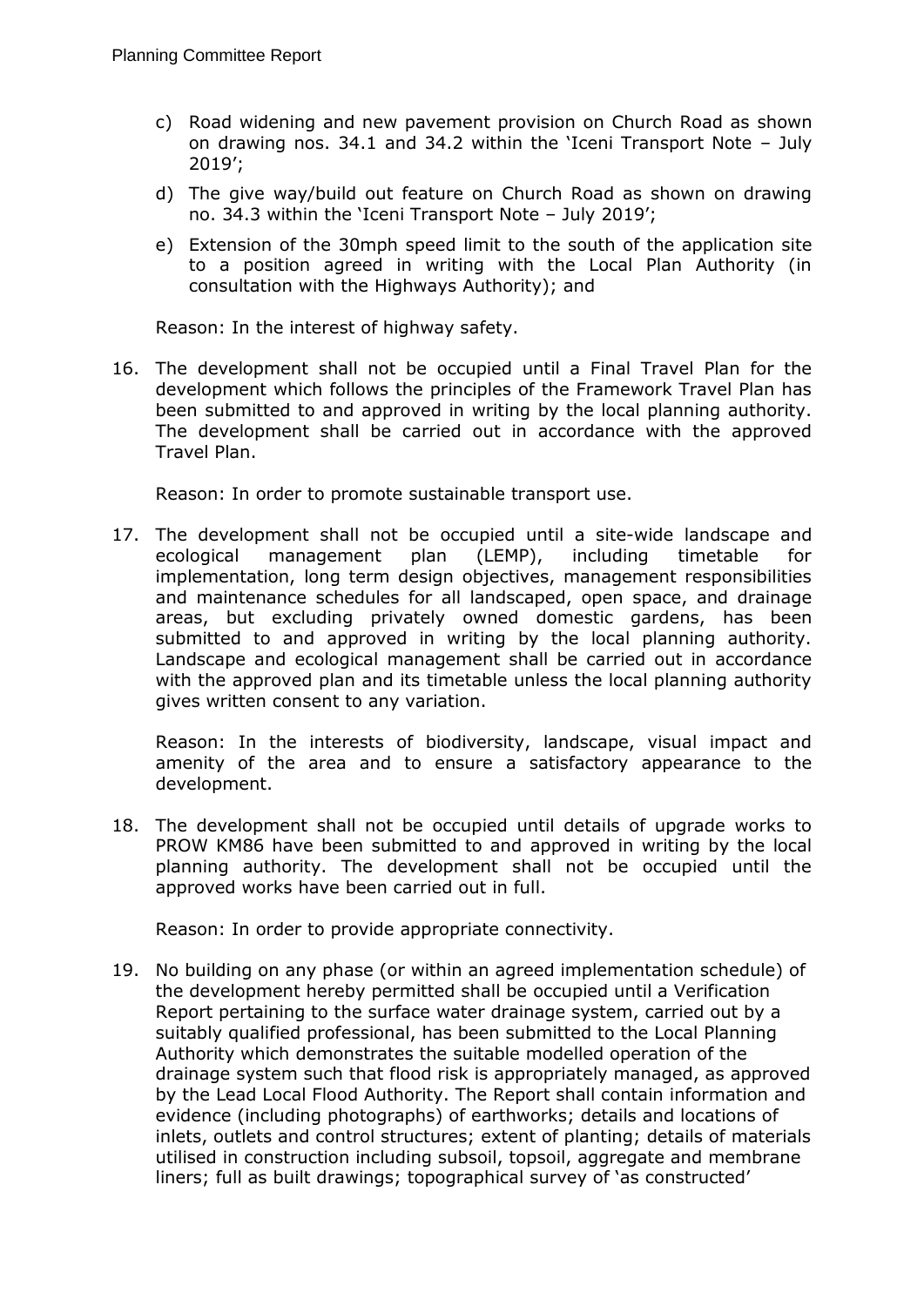c) Road widening and new pavement provision on Church Road as shown on drawing nos. 34.1 and 34.2 within the 'Iceni Transport Note – July 2019';

d) The give way/build out feature on Church Road as shown on drawing no. 34.3 within the 'Iceni Transport Note – July 2019';

e) Extension of the 30mph speed limit to the south of the application site to a position agreed in writing with the Local Plan Authority (in consultation with the Highways Authority); and

Reason: In the interest of highway safety.

16. The development shall not be occupied until a Final Travel Plan for the development which follows the principles of the Framework Travel Plan has been submitted to and approved in writing by the local planning authority. The development shall be carried out in accordance with the approved Travel Plan.

    Reason: In order to promote sustainable transport use.

17. The development shall not be occupied until a site-wide landscape and ecological management plan (LEMP), including timetable for implementation, long term design objectives, management responsibilities and maintenance schedules for all landscaped, open space, and drainage areas, but excluding privately owned domestic gardens, has been submitted to and approved in writing by the local planning authority. Landscape and ecological management shall be carried out in accordance with the approved plan and its timetable unless the local planning authority gives written consent to any variation.

    Reason: In the interests of biodiversity, landscape, visual impact and amenity of the area and to ensure a satisfactory appearance to the development.

18. The development shall not be occupied until details of upgrade works to PROW KM86 have been submitted to and approved in writing by the local planning authority. The development shall not be occupied until the approved works have been carried out in full.

    Reason: In order to provide appropriate connectivity.

19. No building on any phase (or within an agreed implementation schedule) of the development hereby permitted shall be occupied until a Verification Report pertaining to the surface water drainage system, carried out by a suitably qualified professional, has been submitted to the Local Planning Authority which demonstrates the suitable modelled operation of the drainage system such that flood risk is appropriately managed, as approved by the Lead Local Flood Authority. The Report shall contain information and evidence (including photographs) of earthworks; details and locations of inlets, outlets and control structures; extent of planting; details of materials utilised in construction including subsoil, topsoil, aggregate and membrane liners; full as built drawings; topographical survey of 'as constructed'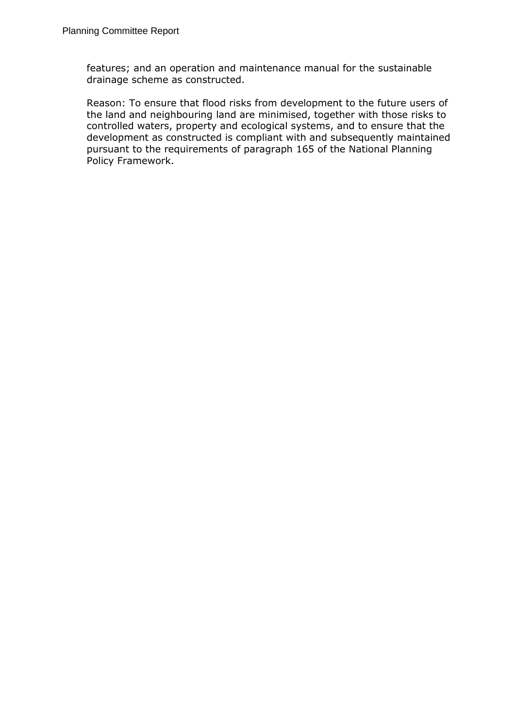features; and an operation and maintenance manual for the sustainable drainage scheme as constructed.

Reason: To ensure that flood risks from development to the future users of the land and neighbouring land are minimised, together with those risks to controlled waters, property and ecological systems, and to ensure that the development as constructed is compliant with and subsequently maintained pursuant to the requirements of paragraph 165 of the National Planning Policy Framework.